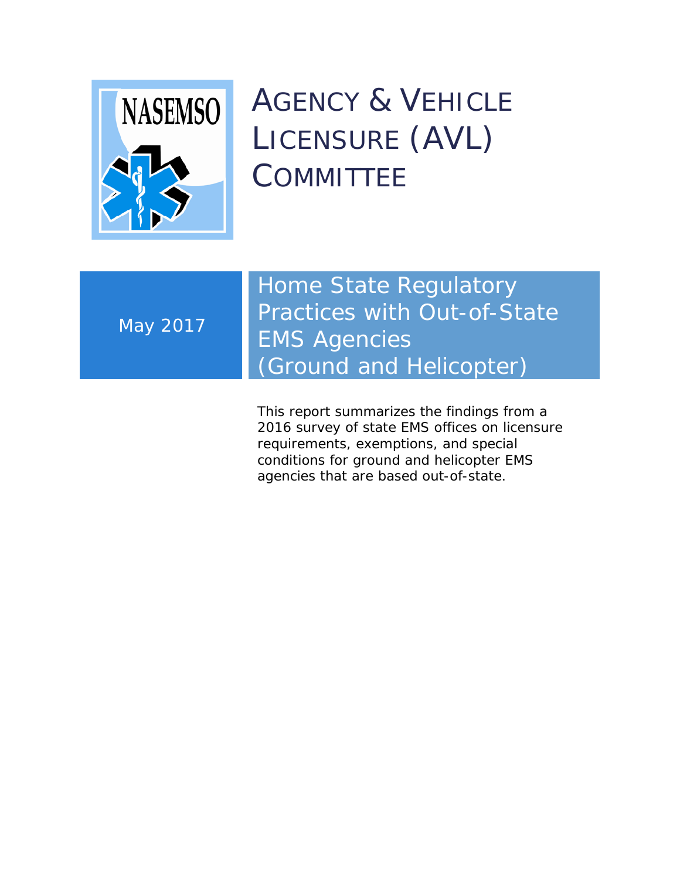NASEMSO

# AGENCY & VEHICLE LICENSURE (AVL) COMMITTEE

May 2017

## Home State Regulatory Practices with Out-of-State EMS Agencies (Ground and Helicopter)

This report summarizes the findings from a 2016 survey of state EMS offices on licensure requirements, exemptions, and special conditions for ground and helicopter EMS agencies that are based out-of-state.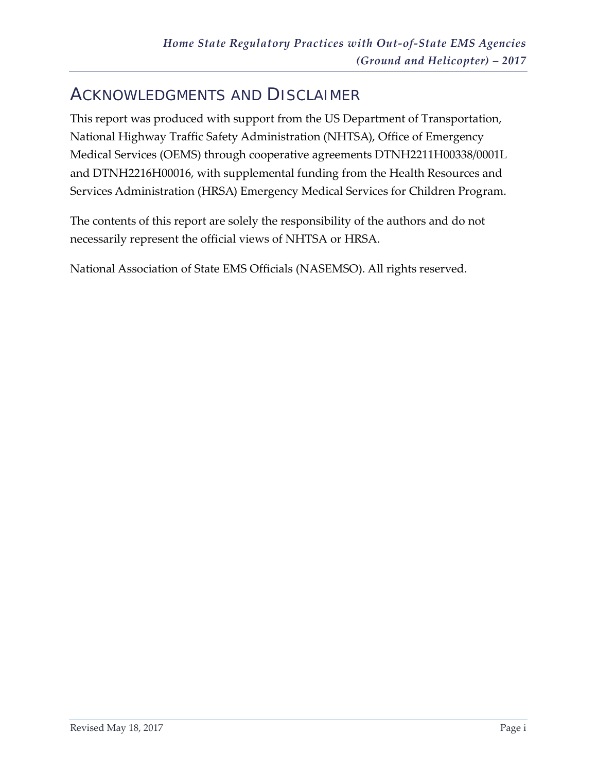# Acknowledgments and Disclaimer

This report was produced with support from the US Department of Transportation, National Highway Traffic Safety Administration (NHTSA), Office of Emergency Medical Services (OEMS) through cooperative agreements DTNH2211H00338/0001L and DTNH2216H00016, with supplemental funding from the Health Resources and Services Administration (HRSA) Emergency Medical Services for Children Program.

The contents of this report are solely the responsibility of the authors and do not necessarily represent the official views of NHTSA or HRSA.

National Association of State EMS Officials (NASEMSO). All rights reserved.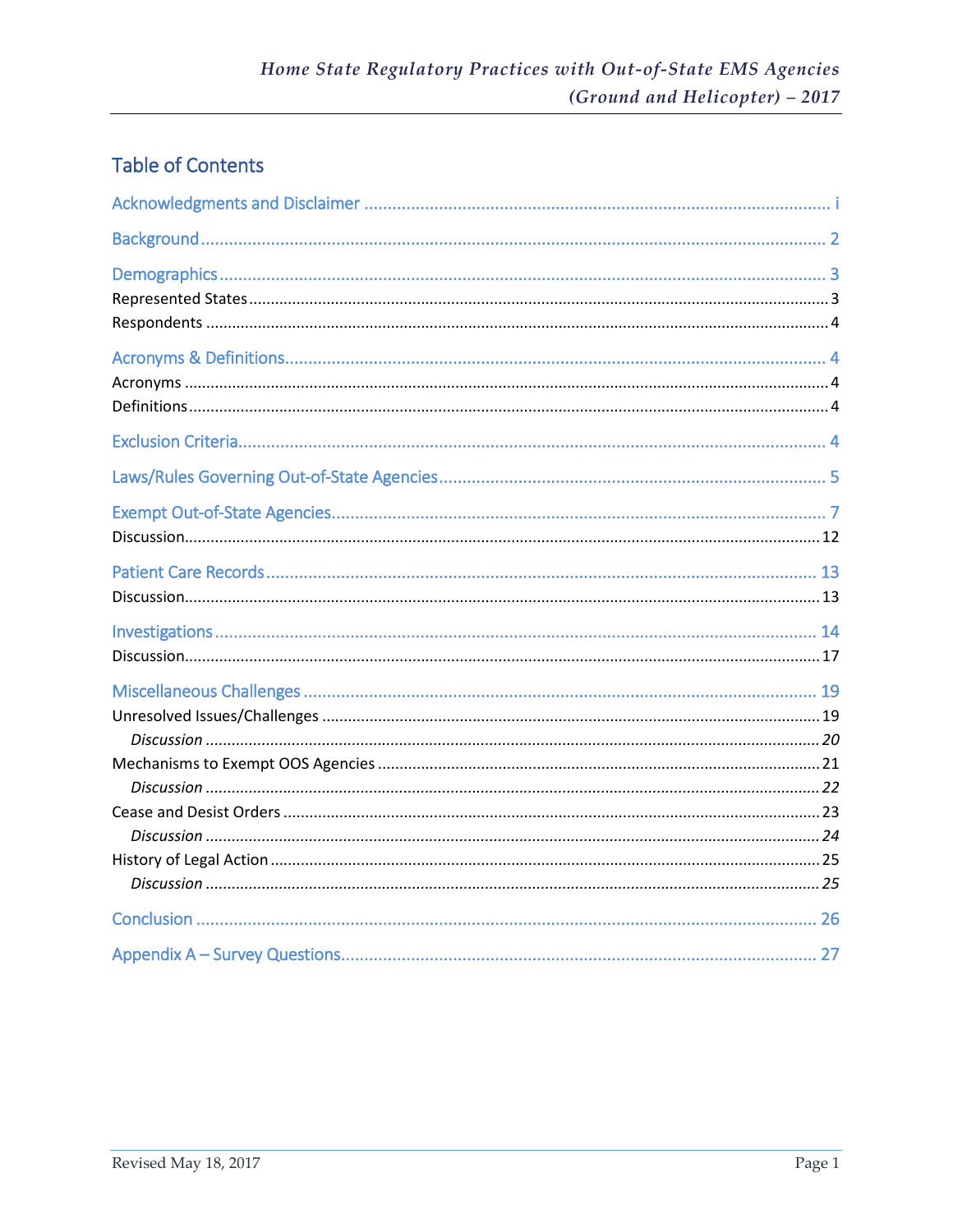## Table of Contents

Acknowledgments and Disclaimer ..... i

Background ..... 2

Demographics ..... 3
- Represented States ..... 3
- Respondents ..... 4

Acronyms & Definitions ..... 4
- Acronyms ..... 4
- Definitions ..... 4

Exclusion Criteria ..... 4

Laws/Rules Governing Out-of-State Agencies ..... 5

Exempt Out-of-State Agencies ..... 7
- Discussion ..... 12

Patient Care Records ..... 13
- Discussion ..... 13

Investigations ..... 14
- Discussion ..... 17

Miscellaneous Challenges ..... 19
- Unresolved Issues/Challenges ..... 19
  - *Discussion* ..... *20*
- Mechanisms to Exempt OOS Agencies ..... 21
  - *Discussion* ..... *22*
- Cease and Desist Orders ..... 23
  - *Discussion* ..... *24*
- History of Legal Action ..... 25
  - *Discussion* ..... *25*

Conclusion ..... 26

Appendix A – Survey Questions ..... 27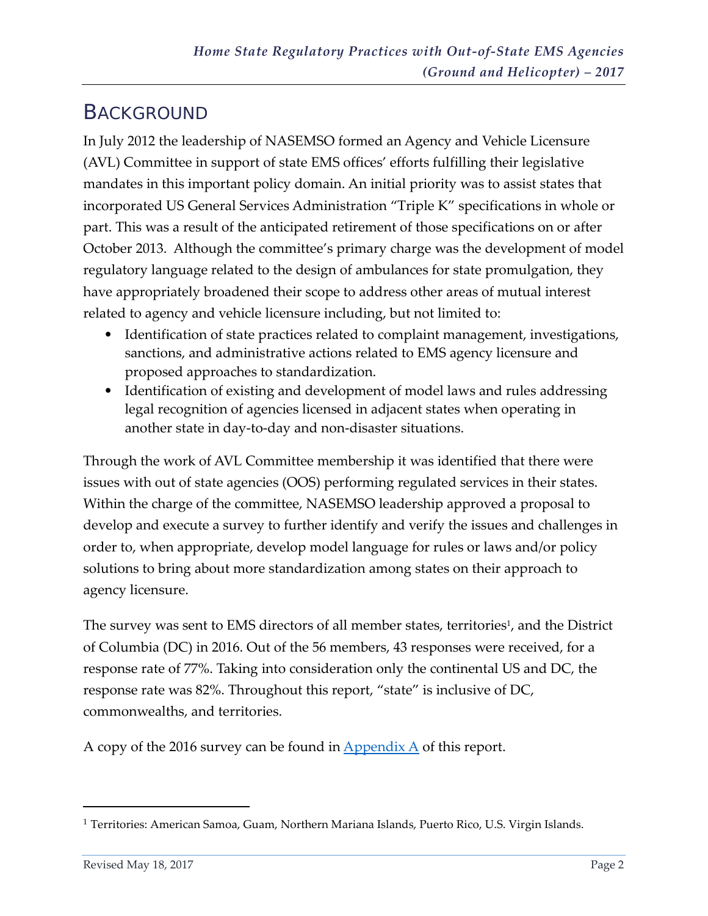# BACKGROUND

In July 2012 the leadership of NASEMSO formed an Agency and Vehicle Licensure (AVL) Committee in support of state EMS offices' efforts fulfilling their legislative mandates in this important policy domain. An initial priority was to assist states that incorporated US General Services Administration "Triple K" specifications in whole or part. This was a result of the anticipated retirement of those specifications on or after October 2013. Although the committee's primary charge was the development of model regulatory language related to the design of ambulances for state promulgation, they have appropriately broadened their scope to address other areas of mutual interest related to agency and vehicle licensure including, but not limited to:

- Identification of state practices related to complaint management, investigations, sanctions, and administrative actions related to EMS agency licensure and proposed approaches to standardization.
- Identification of existing and development of model laws and rules addressing legal recognition of agencies licensed in adjacent states when operating in another state in day-to-day and non-disaster situations.

Through the work of AVL Committee membership it was identified that there were issues with out of state agencies (OOS) performing regulated services in their states. Within the charge of the committee, NASEMSO leadership approved a proposal to develop and execute a survey to further identify and verify the issues and challenges in order to, when appropriate, develop model language for rules or laws and/or policy solutions to bring about more standardization among states on their approach to agency licensure.

The survey was sent to EMS directors of all member states, territories[1], and the District of Columbia (DC) in 2016. Out of the 56 members, 43 responses were received, for a response rate of 77%. Taking into consideration only the continental US and DC, the response rate was 82%. Throughout this report, "state" is inclusive of DC, commonwealths, and territories.

A copy of the 2016 survey can be found in Appendix A of this report.

---

[1] Territories: American Samoa, Guam, Northern Mariana Islands, Puerto Rico, U.S. Virgin Islands.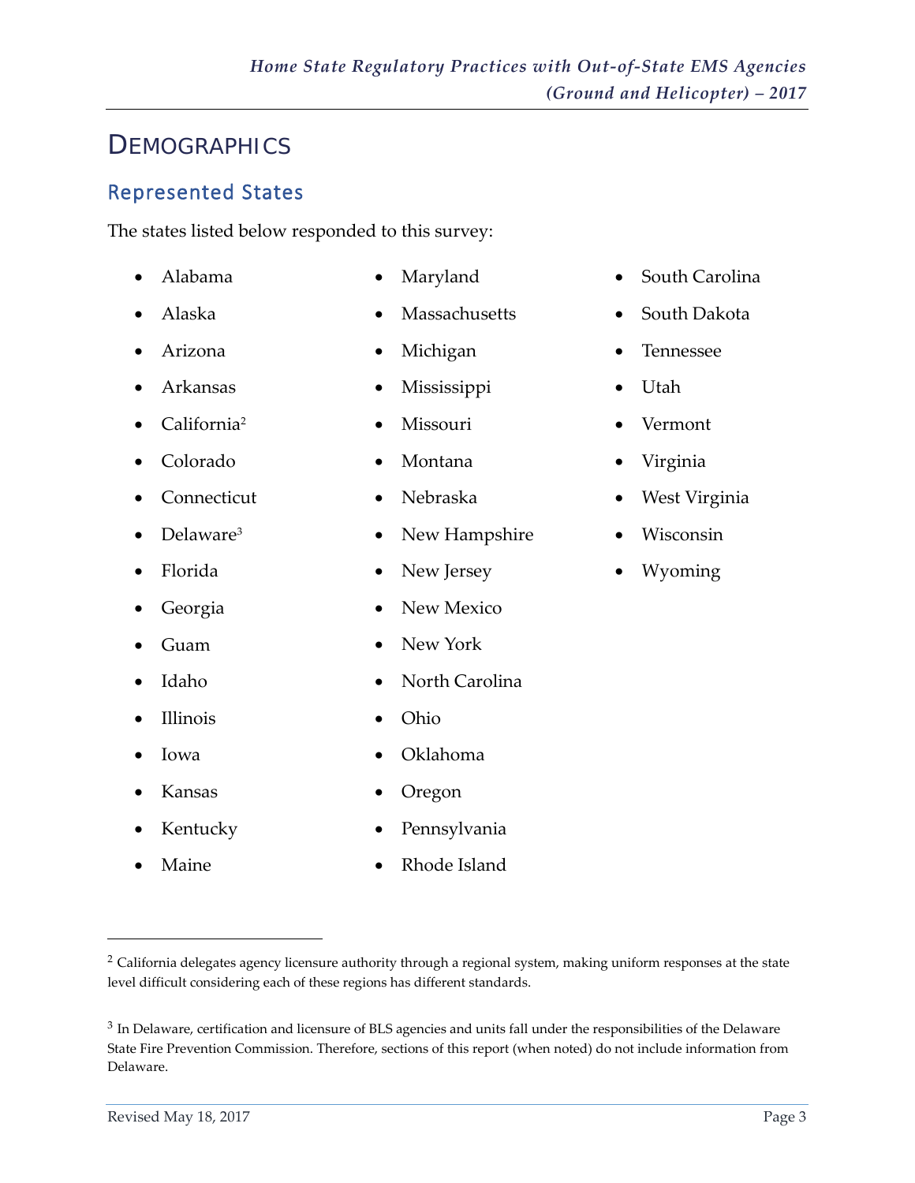# DEMOGRAPHICS

## Represented States

The states listed below responded to this survey:

- Alabama
- Alaska
- Arizona
- Arkansas
- California[2]
- Colorado
- Connecticut
- Delaware[3]
- Florida
- Georgia
- Guam
- Idaho
- Illinois
- Iowa
- Kansas
- Kentucky
- Maine
- Maryland
- Massachusetts
- Michigan
- Mississippi
- Missouri
- Montana
- Nebraska
- New Hampshire
- New Jersey
- New Mexico
- New York
- North Carolina
- Ohio
- Oklahoma
- Oregon
- Pennsylvania
- Rhode Island
- South Carolina
- South Dakota
- Tennessee
- Utah
- Vermont
- Virginia
- West Virginia
- Wisconsin
- Wyoming

[2] California delegates agency licensure authority through a regional system, making uniform responses at the state level difficult considering each of these regions has different standards.

[3] In Delaware, certification and licensure of BLS agencies and units fall under the responsibilities of the Delaware State Fire Prevention Commission. Therefore, sections of this report (when noted) do not include information from Delaware.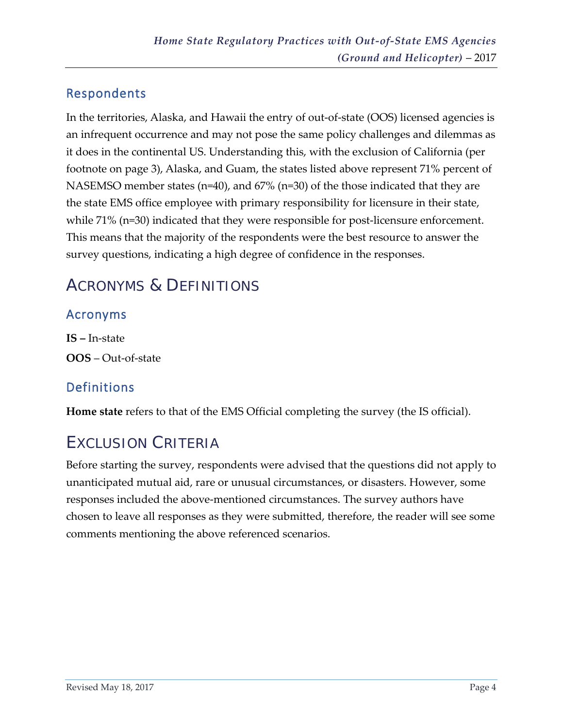## Respondents

In the territories, Alaska, and Hawaii the entry of out-of-state (OOS) licensed agencies is an infrequent occurrence and may not pose the same policy challenges and dilemmas as it does in the continental US. Understanding this, with the exclusion of California (per footnote on page 3), Alaska, and Guam, the states listed above represent 71% percent of NASEMSO member states (n=40), and 67% (n=30) of the those indicated that they are the state EMS office employee with primary responsibility for licensure in their state, while 71% (n=30) indicated that they were responsible for post-licensure enforcement. This means that the majority of the respondents were the best resource to answer the survey questions, indicating a high degree of confidence in the responses.

# Acronyms & Definitions

## Acronyms

**IS –** In-state

**OOS** – Out-of-state

## Definitions

**Home state** refers to that of the EMS Official completing the survey (the IS official).

# Exclusion Criteria

Before starting the survey, respondents were advised that the questions did not apply to unanticipated mutual aid, rare or unusual circumstances, or disasters. However, some responses included the above-mentioned circumstances. The survey authors have chosen to leave all responses as they were submitted, therefore, the reader will see some comments mentioning the above referenced scenarios.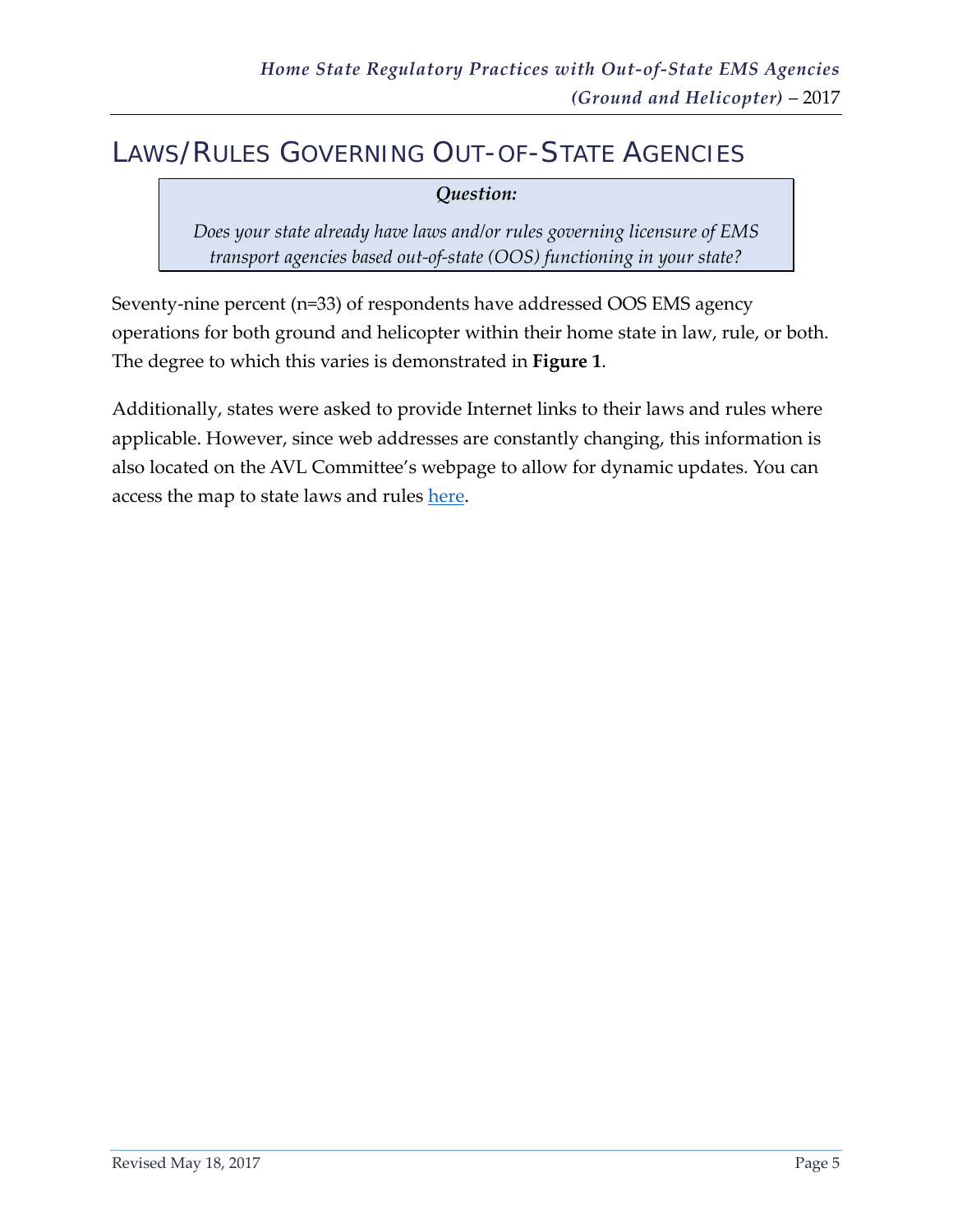# Laws/Rules Governing Out-of-State Agencies

> ***Question:***
>
> *Does your state already have laws and/or rules governing licensure of EMS transport agencies based out-of-state (OOS) functioning in your state?*

Seventy-nine percent (n=33) of respondents have addressed OOS EMS agency operations for both ground and helicopter within their home state in law, rule, or both. The degree to which this varies is demonstrated in **Figure 1**.

Additionally, states were asked to provide Internet links to their laws and rules where applicable. However, since web addresses are constantly changing, this information is also located on the AVL Committee's webpage to allow for dynamic updates. You can access the map to state laws and rules here.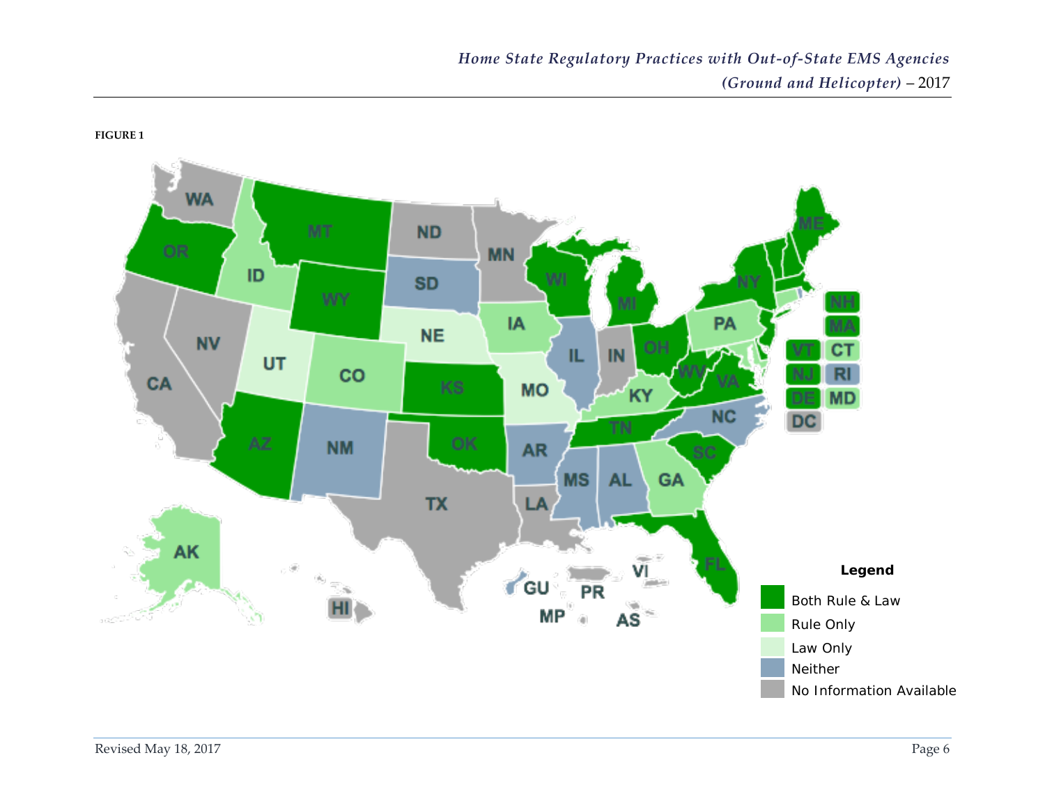**FIGURE 1**

Legend

- Both Rule & Law
- Rule Only
- Law Only
- Neither
- No Information Available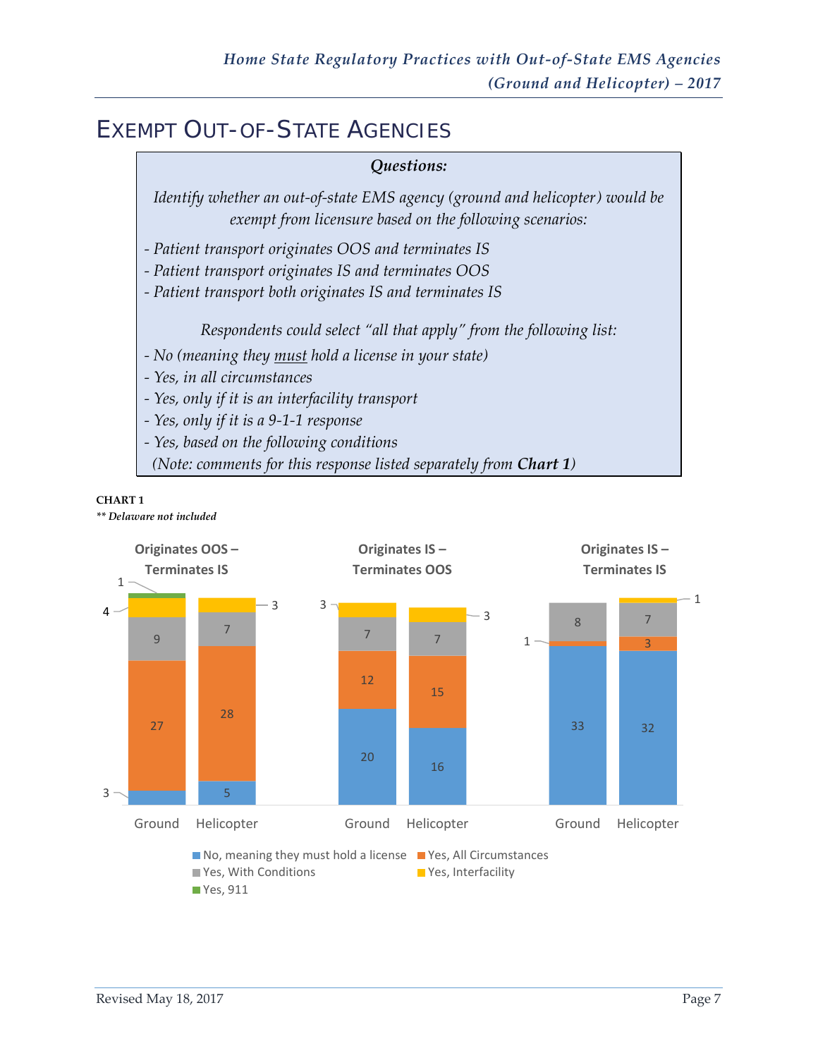# Exempt Out-of-State Agencies

> ***Questions:***
>
> *Identify whether an out-of-state EMS agency (ground and helicopter) would be exempt from licensure based on the following scenarios:*
>
> *- Patient transport originates OOS and terminates IS*
> *- Patient transport originates IS and terminates OOS*
> *- Patient transport both originates IS and terminates IS*
>
> *Respondents could select "all that apply" from the following list:*
> *- No (meaning they must hold a license in your state)*
> *- Yes, in all circumstances*
> *- Yes, only if it is an interfacility transport*
> *- Yes, only if it is a 9-1-1 response*
> *- Yes, based on the following conditions*
> *(Note: comments for this response listed separately from **Chart 1**)*

**CHART 1**
***\*\* Delaware not included***

| | Originates OOS – Terminates IS: Ground | Originates OOS – Terminates IS: Helicopter | Originates IS – Terminates OOS: Ground | Originates IS – Terminates OOS: Helicopter | Originates IS – Terminates IS: Ground | Originates IS – Terminates IS: Helicopter |
|---|---|---|---|---|---|---|
| No, meaning they must hold a license | 3 | 5 | 20 | 16 | 33 | 32 |
| Yes, All Circumstances | 27 | 28 | 12 | 15 | 1 | 3 |
| Yes, With Conditions | 9 | 7 | 7 | 7 | 8 | 7 |
| Yes, Interfacility | 4 | 3 | 3 | 3 | | 1 |
| Yes, 911 | 1 | | | | | |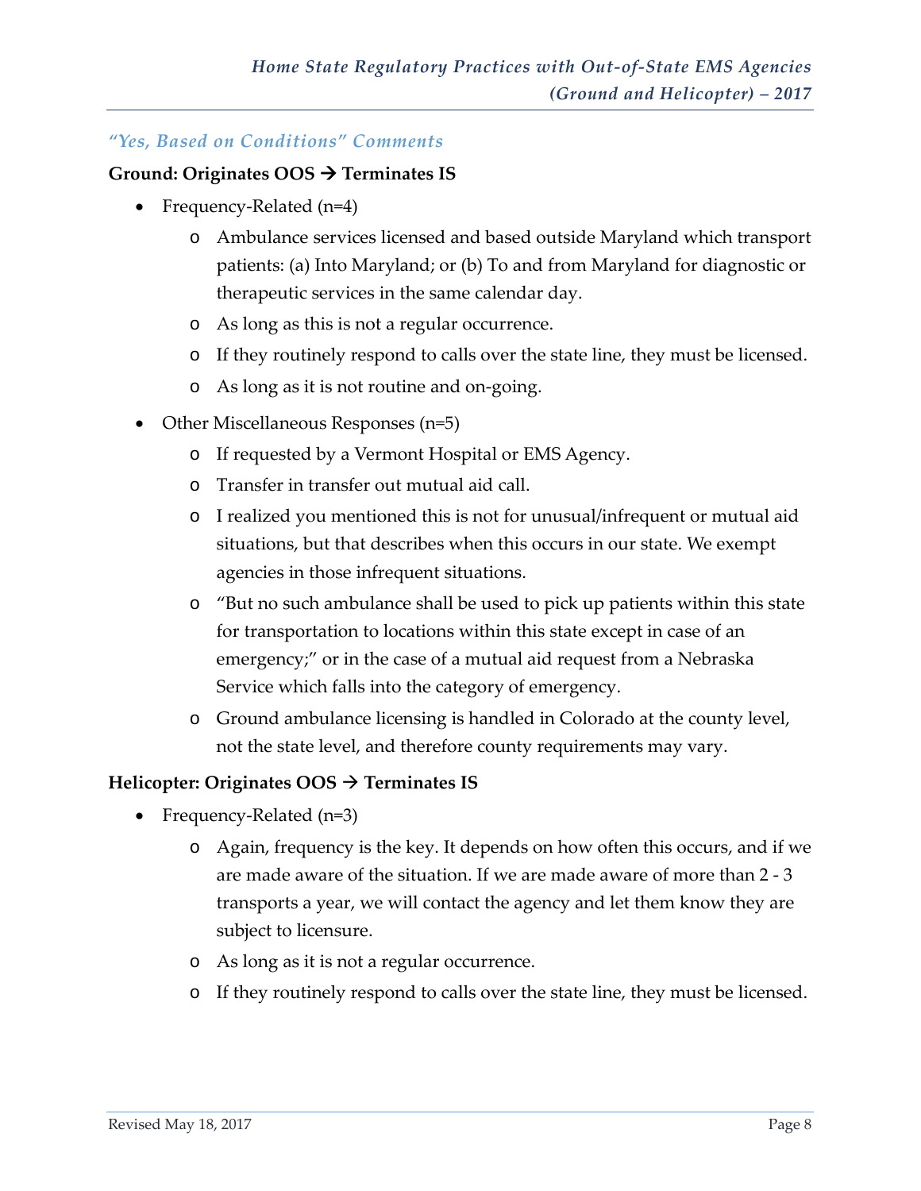### *"Yes, Based on Conditions" Comments*

**Ground: Originates OOS → Terminates IS**

- Frequency-Related (n=4)
    - Ambulance services licensed and based outside Maryland which transport patients: (a) Into Maryland; or (b) To and from Maryland for diagnostic or therapeutic services in the same calendar day.
    - As long as this is not a regular occurrence.
    - If they routinely respond to calls over the state line, they must be licensed.
    - As long as it is not routine and on-going.
- Other Miscellaneous Responses (n=5)
    - If requested by a Vermont Hospital or EMS Agency.
    - Transfer in transfer out mutual aid call.
    - I realized you mentioned this is not for unusual/infrequent or mutual aid situations, but that describes when this occurs in our state. We exempt agencies in those infrequent situations.
    - "But no such ambulance shall be used to pick up patients within this state for transportation to locations within this state except in case of an emergency;" or in the case of a mutual aid request from a Nebraska Service which falls into the category of emergency.
    - Ground ambulance licensing is handled in Colorado at the county level, not the state level, and therefore county requirements may vary.

**Helicopter: Originates OOS → Terminates IS**

- Frequency-Related (n=3)
    - Again, frequency is the key. It depends on how often this occurs, and if we are made aware of the situation. If we are made aware of more than 2 - 3 transports a year, we will contact the agency and let them know they are subject to licensure.
    - As long as it is not a regular occurrence.
    - If they routinely respond to calls over the state line, they must be licensed.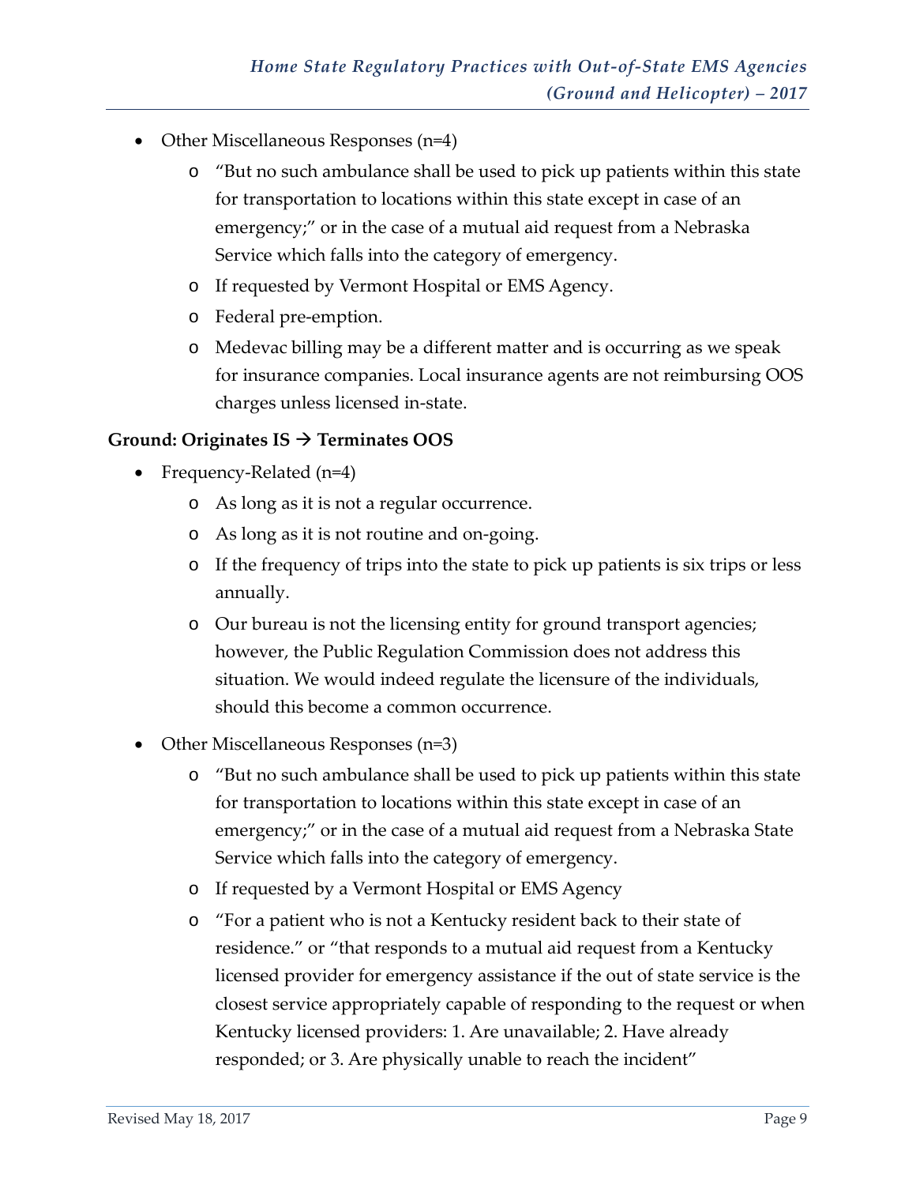- Other Miscellaneous Responses (n=4)
  - "But no such ambulance shall be used to pick up patients within this state for transportation to locations within this state except in case of an emergency;" or in the case of a mutual aid request from a Nebraska Service which falls into the category of emergency.
  - If requested by Vermont Hospital or EMS Agency.
  - Federal pre-emption.
  - Medevac billing may be a different matter and is occurring as we speak for insurance companies. Local insurance agents are not reimbursing OOS charges unless licensed in-state.

**Ground: Originates IS → Terminates OOS**

- Frequency-Related (n=4)
  - As long as it is not a regular occurrence.
  - As long as it is not routine and on-going.
  - If the frequency of trips into the state to pick up patients is six trips or less annually.
  - Our bureau is not the licensing entity for ground transport agencies; however, the Public Regulation Commission does not address this situation. We would indeed regulate the licensure of the individuals, should this become a common occurrence.
- Other Miscellaneous Responses (n=3)
  - "But no such ambulance shall be used to pick up patients within this state for transportation to locations within this state except in case of an emergency;" or in the case of a mutual aid request from a Nebraska State Service which falls into the category of emergency.
  - If requested by a Vermont Hospital or EMS Agency
  - "For a patient who is not a Kentucky resident back to their state of residence." or "that responds to a mutual aid request from a Kentucky licensed provider for emergency assistance if the out of state service is the closest service appropriately capable of responding to the request or when Kentucky licensed providers: 1. Are unavailable; 2. Have already responded; or 3. Are physically unable to reach the incident"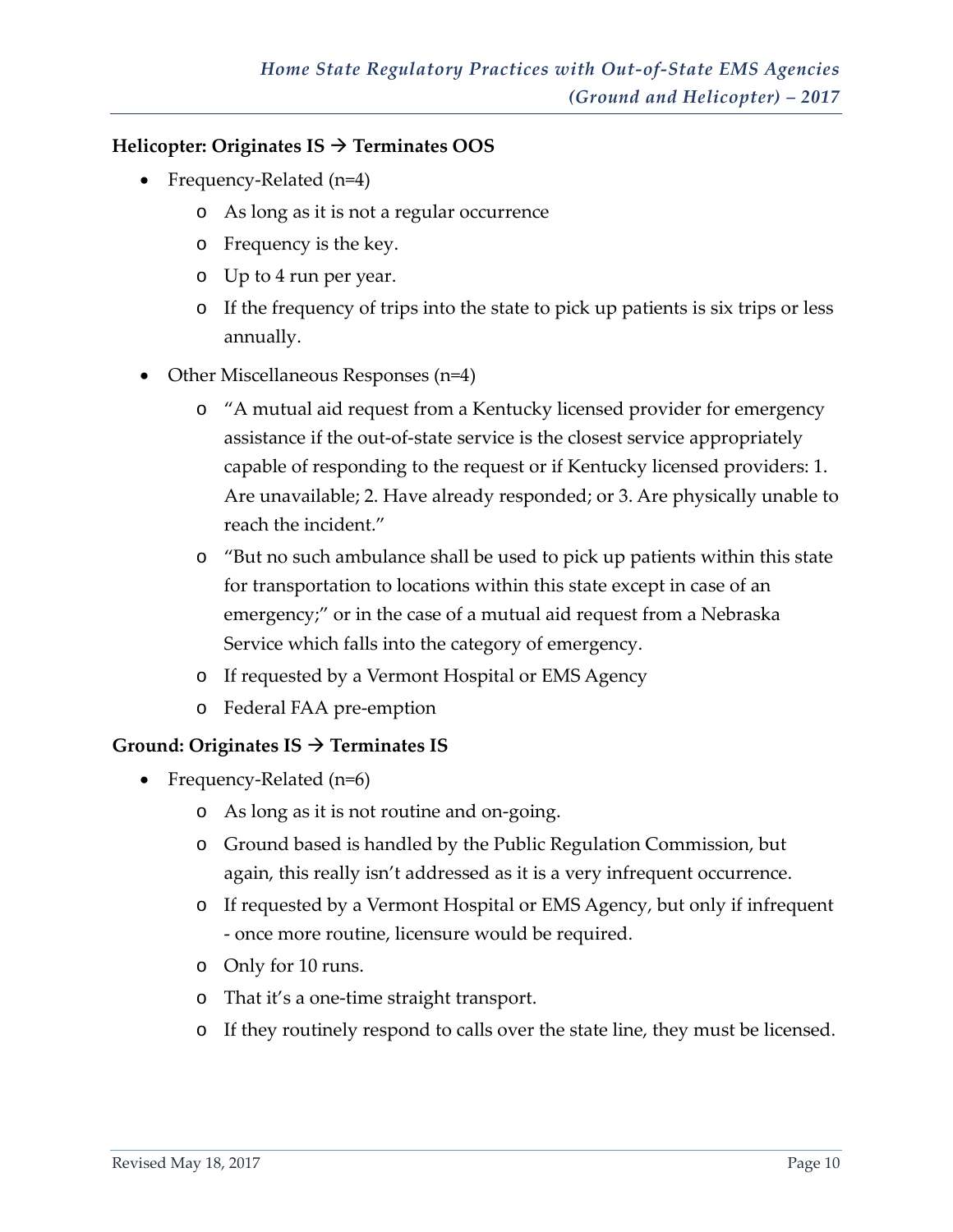**Helicopter: Originates IS → Terminates OOS**

- Frequency-Related (n=4)
  - As long as it is not a regular occurrence
  - Frequency is the key.
  - Up to 4 run per year.
  - If the frequency of trips into the state to pick up patients is six trips or less annually.
- Other Miscellaneous Responses (n=4)
  - "A mutual aid request from a Kentucky licensed provider for emergency assistance if the out-of-state service is the closest service appropriately capable of responding to the request or if Kentucky licensed providers: 1. Are unavailable; 2. Have already responded; or 3. Are physically unable to reach the incident."
  - "But no such ambulance shall be used to pick up patients within this state for transportation to locations within this state except in case of an emergency;" or in the case of a mutual aid request from a Nebraska Service which falls into the category of emergency.
  - If requested by a Vermont Hospital or EMS Agency
  - Federal FAA pre-emption

**Ground: Originates IS → Terminates IS**

- Frequency-Related (n=6)
  - As long as it is not routine and on-going.
  - Ground based is handled by the Public Regulation Commission, but again, this really isn't addressed as it is a very infrequent occurrence.
  - If requested by a Vermont Hospital or EMS Agency, but only if infrequent - once more routine, licensure would be required.
  - Only for 10 runs.
  - That it's a one-time straight transport.
  - If they routinely respond to calls over the state line, they must be licensed.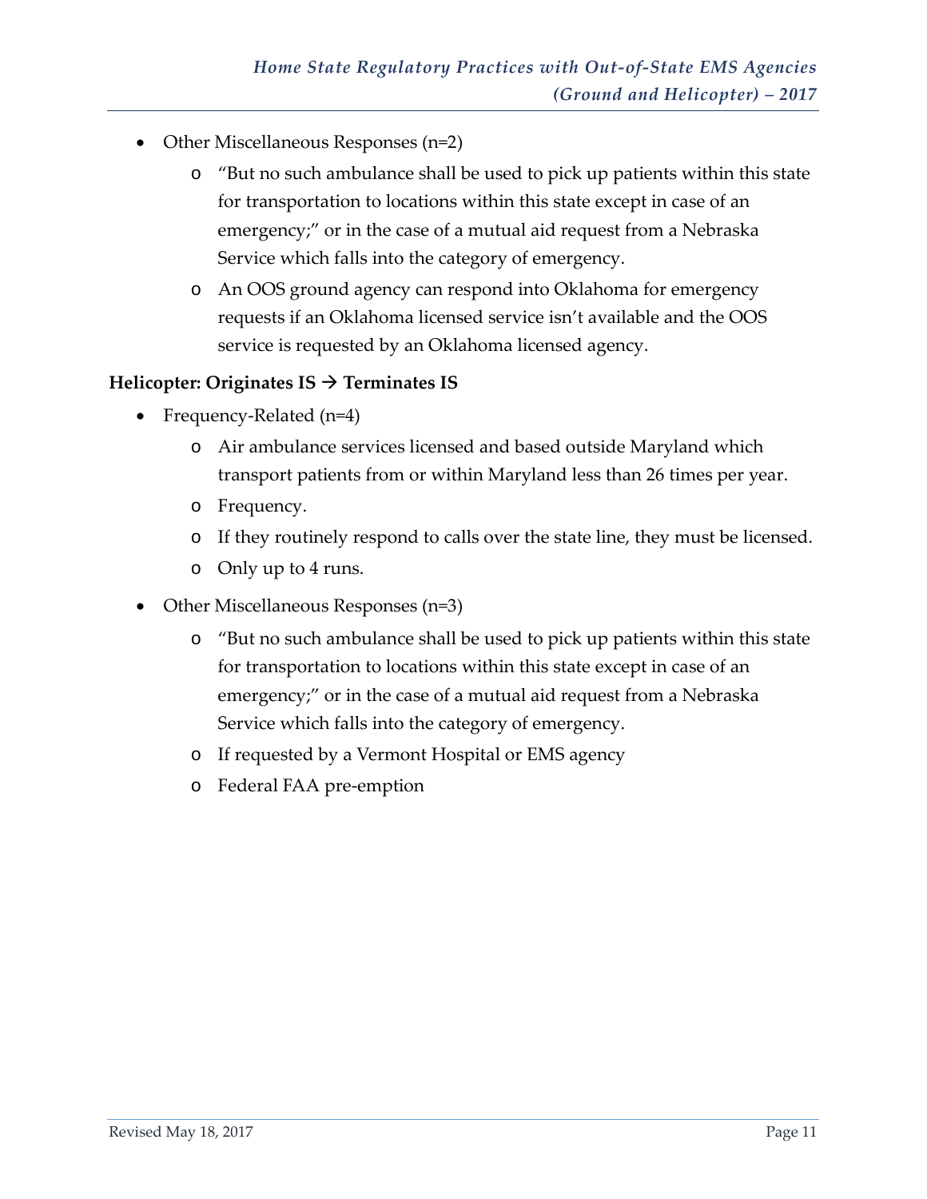- Other Miscellaneous Responses (n=2)
  - "But no such ambulance shall be used to pick up patients within this state for transportation to locations within this state except in case of an emergency;" or in the case of a mutual aid request from a Nebraska Service which falls into the category of emergency.
  - An OOS ground agency can respond into Oklahoma for emergency requests if an Oklahoma licensed service isn't available and the OOS service is requested by an Oklahoma licensed agency.

**Helicopter: Originates IS → Terminates IS**

- Frequency-Related (n=4)
  - Air ambulance services licensed and based outside Maryland which transport patients from or within Maryland less than 26 times per year.
  - Frequency.
  - If they routinely respond to calls over the state line, they must be licensed.
  - Only up to 4 runs.
- Other Miscellaneous Responses (n=3)
  - "But no such ambulance shall be used to pick up patients within this state for transportation to locations within this state except in case of an emergency;" or in the case of a mutual aid request from a Nebraska Service which falls into the category of emergency.
  - If requested by a Vermont Hospital or EMS agency
  - Federal FAA pre-emption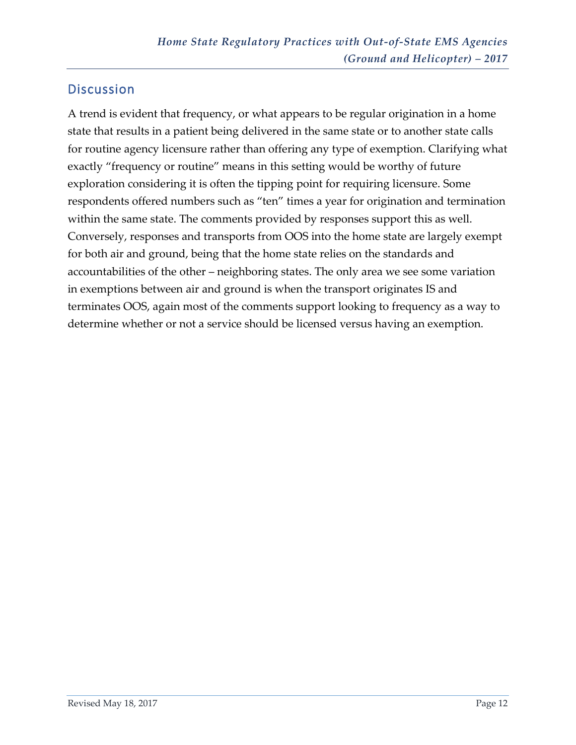## Discussion

A trend is evident that frequency, or what appears to be regular origination in a home state that results in a patient being delivered in the same state or to another state calls for routine agency licensure rather than offering any type of exemption. Clarifying what exactly "frequency or routine" means in this setting would be worthy of future exploration considering it is often the tipping point for requiring licensure. Some respondents offered numbers such as "ten" times a year for origination and termination within the same state. The comments provided by responses support this as well. Conversely, responses and transports from OOS into the home state are largely exempt for both air and ground, being that the home state relies on the standards and accountabilities of the other – neighboring states. The only area we see some variation in exemptions between air and ground is when the transport originates IS and terminates OOS, again most of the comments support looking to frequency as a way to determine whether or not a service should be licensed versus having an exemption.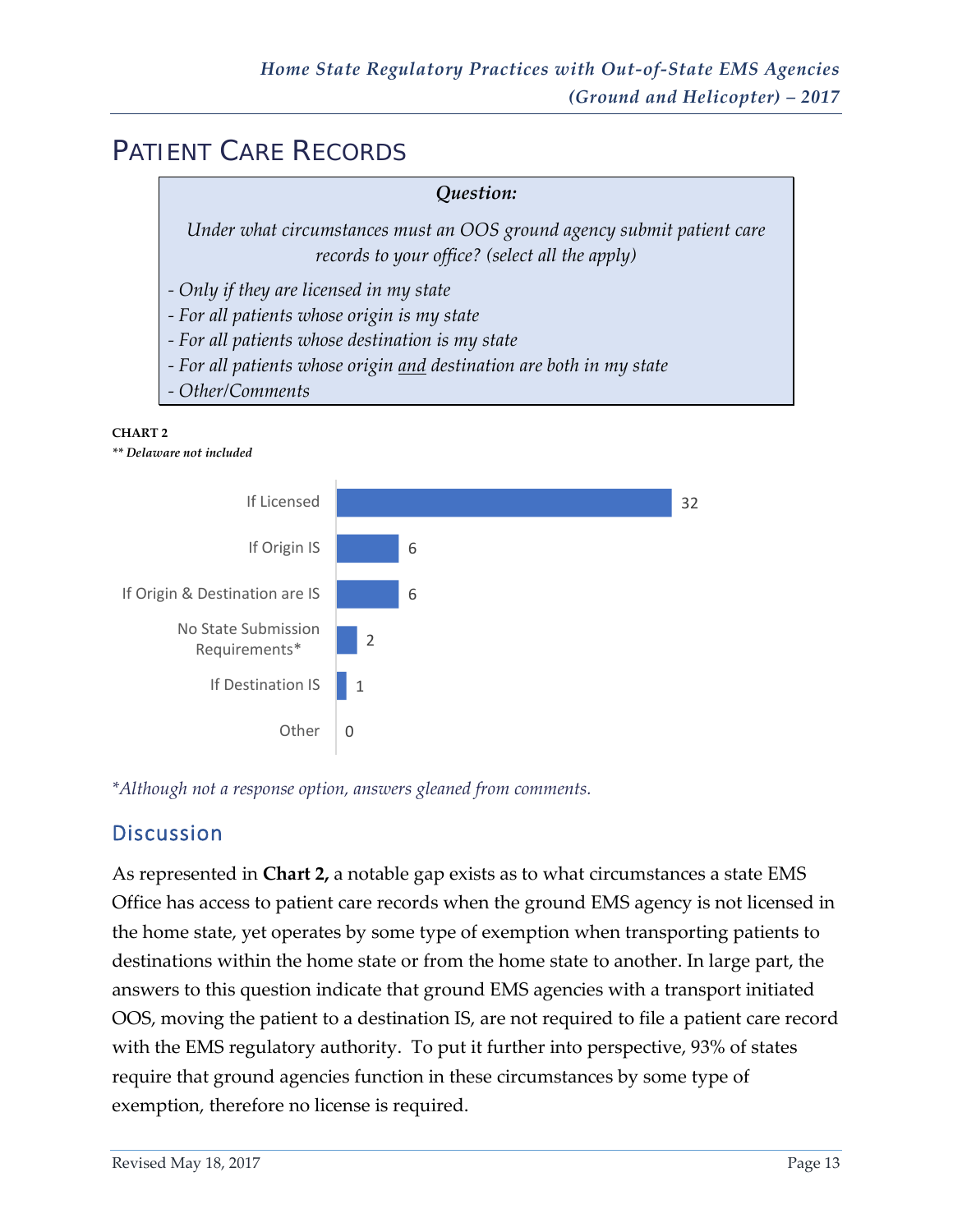# PATIENT CARE RECORDS

**Question:**

*Under what circumstances must an OOS ground agency submit patient care records to your office? (select all the apply)*

- *Only if they are licensed in my state*
- *For all patients whose origin is my state*
- *For all patients whose destination is my state*
- *For all patients whose origin and destination are both in my state*
- *Other/Comments*

**CHART 2**

***\*\* Delaware not included***

| Response | Count |
|---|---|
| If Licensed | 32 |
| If Origin IS | 6 |
| If Origin & Destination are IS | 6 |
| No State Submission Requirements* | 2 |
| If Destination IS | 1 |
| Other | 0 |

*\*Although not a response option, answers gleaned from comments.*

## Discussion

As represented in **Chart 2,** a notable gap exists as to what circumstances a state EMS Office has access to patient care records when the ground EMS agency is not licensed in the home state, yet operates by some type of exemption when transporting patients to destinations within the home state or from the home state to another. In large part, the answers to this question indicate that ground EMS agencies with a transport initiated OOS, moving the patient to a destination IS, are not required to file a patient care record with the EMS regulatory authority. To put it further into perspective, 93% of states require that ground agencies function in these circumstances by some type of exemption, therefore no license is required.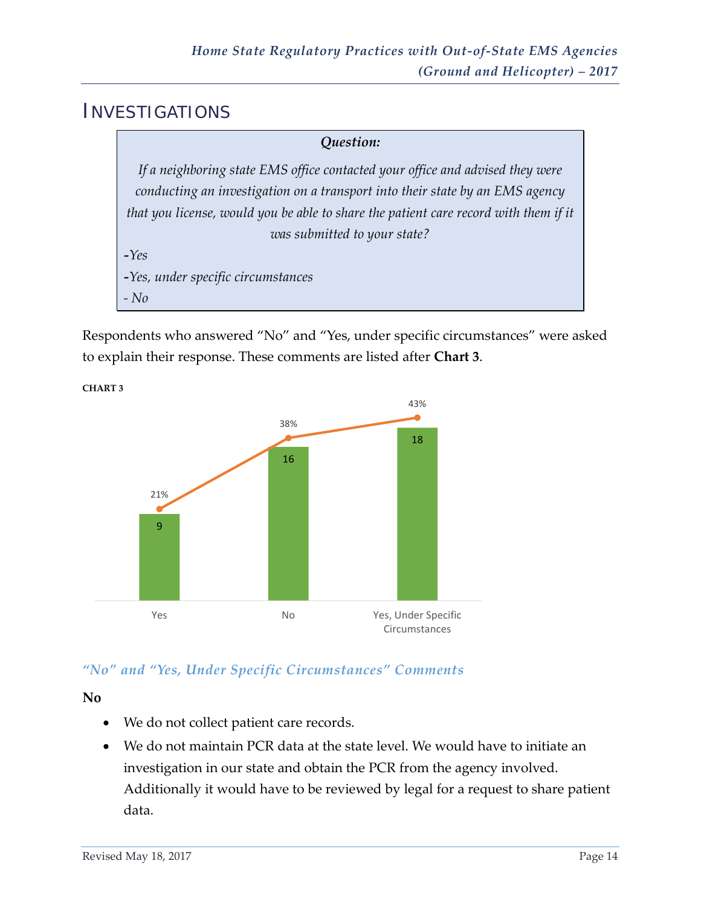## INVESTIGATIONS

> ***Question:***
>
> *If a neighboring state EMS office contacted your office and advised they were conducting an investigation on a transport into their state by an EMS agency that you license, would you be able to share the patient care record with them if it was submitted to your state?*
>
> -*Yes*
>
> -*Yes, under specific circumstances*
>
> *- No*

Respondents who answered "No" and "Yes, under specific circumstances" were asked to explain their response. These comments are listed after **Chart 3**.

**CHART 3**

| Response | Count | Percent |
|---|---|---|
| Yes | 9 | 21% |
| No | 16 | 38% |
| Yes, Under Specific Circumstances | 18 | 43% |

### *"No" and "Yes, Under Specific Circumstances" Comments*

**No**

- We do not collect patient care records.
- We do not maintain PCR data at the state level. We would have to initiate an investigation in our state and obtain the PCR from the agency involved. Additionally it would have to be reviewed by legal for a request to share patient data.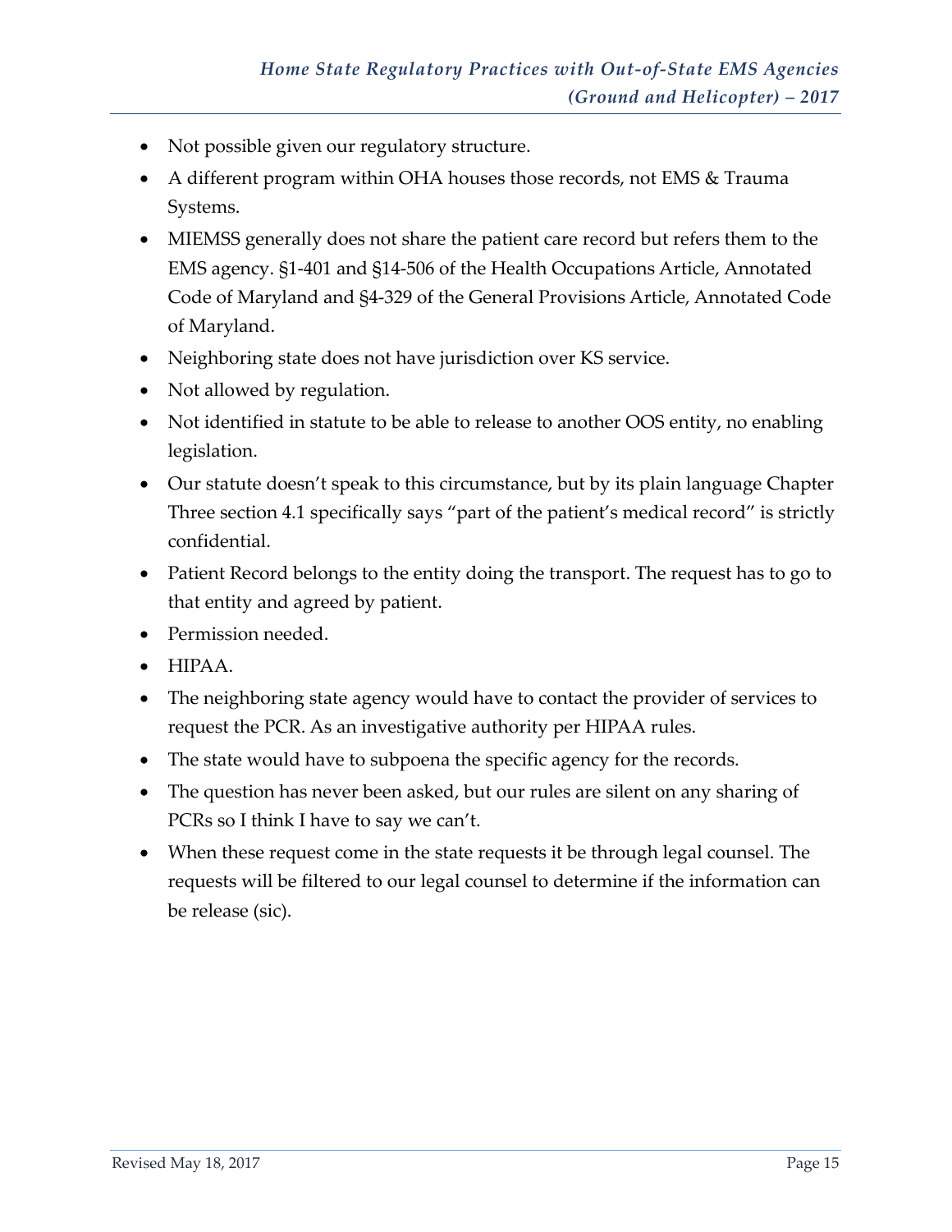- Not possible given our regulatory structure.
- A different program within OHA houses those records, not EMS & Trauma Systems.
- MIEMSS generally does not share the patient care record but refers them to the EMS agency. §1-401 and §14-506 of the Health Occupations Article, Annotated Code of Maryland and §4-329 of the General Provisions Article, Annotated Code of Maryland.
- Neighboring state does not have jurisdiction over KS service.
- Not allowed by regulation.
- Not identified in statute to be able to release to another OOS entity, no enabling legislation.
- Our statute doesn't speak to this circumstance, but by its plain language Chapter Three section 4.1 specifically says "part of the patient's medical record" is strictly confidential.
- Patient Record belongs to the entity doing the transport. The request has to go to that entity and agreed by patient.
- Permission needed.
- HIPAA.
- The neighboring state agency would have to contact the provider of services to request the PCR. As an investigative authority per HIPAA rules.
- The state would have to subpoena the specific agency for the records.
- The question has never been asked, but our rules are silent on any sharing of PCRs so I think I have to say we can't.
- When these request come in the state requests it be through legal counsel. The requests will be filtered to our legal counsel to determine if the information can be release (sic).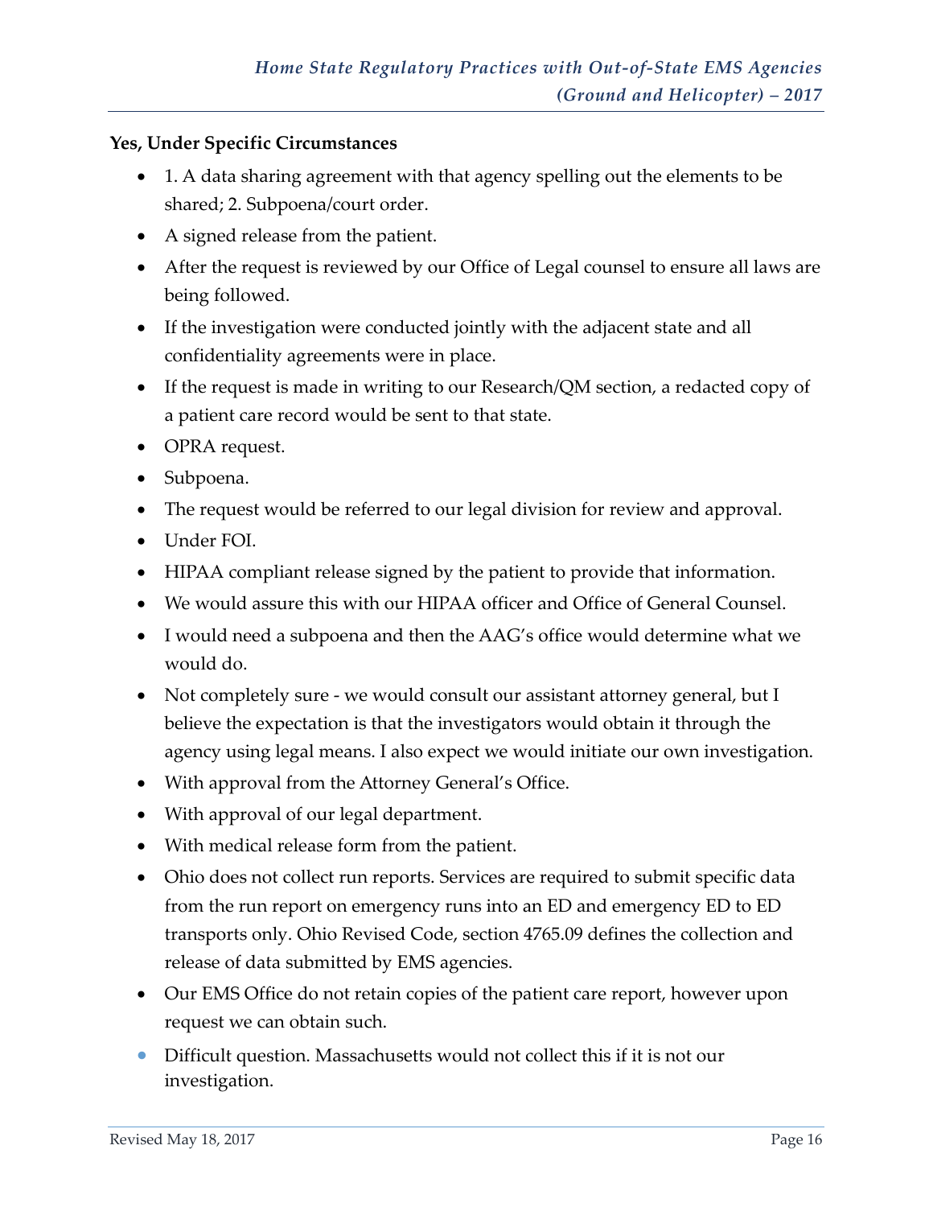**Yes, Under Specific Circumstances**

- 1. A data sharing agreement with that agency spelling out the elements to be shared; 2. Subpoena/court order.
- A signed release from the patient.
- After the request is reviewed by our Office of Legal counsel to ensure all laws are being followed.
- If the investigation were conducted jointly with the adjacent state and all confidentiality agreements were in place.
- If the request is made in writing to our Research/QM section, a redacted copy of a patient care record would be sent to that state.
- OPRA request.
- Subpoena.
- The request would be referred to our legal division for review and approval.
- Under FOI.
- HIPAA compliant release signed by the patient to provide that information.
- We would assure this with our HIPAA officer and Office of General Counsel.
- I would need a subpoena and then the AAG's office would determine what we would do.
- Not completely sure - we would consult our assistant attorney general, but I believe the expectation is that the investigators would obtain it through the agency using legal means. I also expect we would initiate our own investigation.
- With approval from the Attorney General's Office.
- With approval of our legal department.
- With medical release form from the patient.
- Ohio does not collect run reports. Services are required to submit specific data from the run report on emergency runs into an ED and emergency ED to ED transports only. Ohio Revised Code, section 4765.09 defines the collection and release of data submitted by EMS agencies.
- Our EMS Office do not retain copies of the patient care report, however upon request we can obtain such.
- Difficult question. Massachusetts would not collect this if it is not our investigation.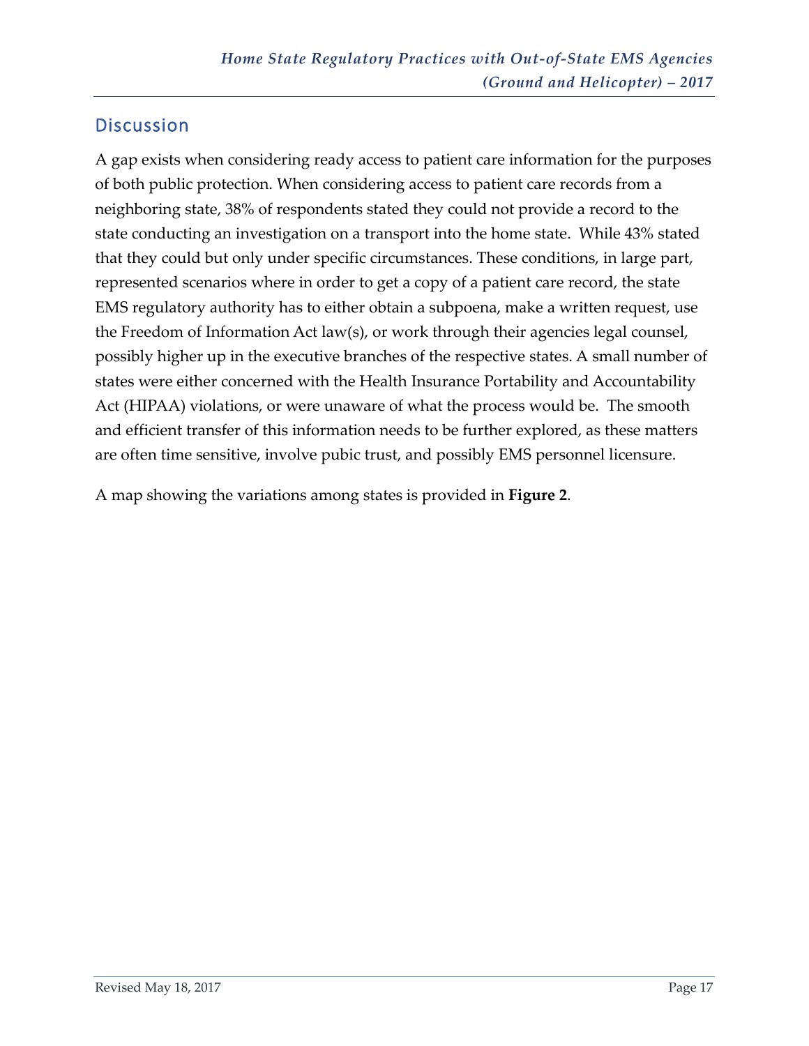## Discussion

A gap exists when considering ready access to patient care information for the purposes of both public protection. When considering access to patient care records from a neighboring state, 38% of respondents stated they could not provide a record to the state conducting an investigation on a transport into the home state. While 43% stated that they could but only under specific circumstances. These conditions, in large part, represented scenarios where in order to get a copy of a patient care record, the state EMS regulatory authority has to either obtain a subpoena, make a written request, use the Freedom of Information Act law(s), or work through their agencies legal counsel, possibly higher up in the executive branches of the respective states. A small number of states were either concerned with the Health Insurance Portability and Accountability Act (HIPAA) violations, or were unaware of what the process would be. The smooth and efficient transfer of this information needs to be further explored, as these matters are often time sensitive, involve pubic trust, and possibly EMS personnel licensure.

A map showing the variations among states is provided in **Figure 2**.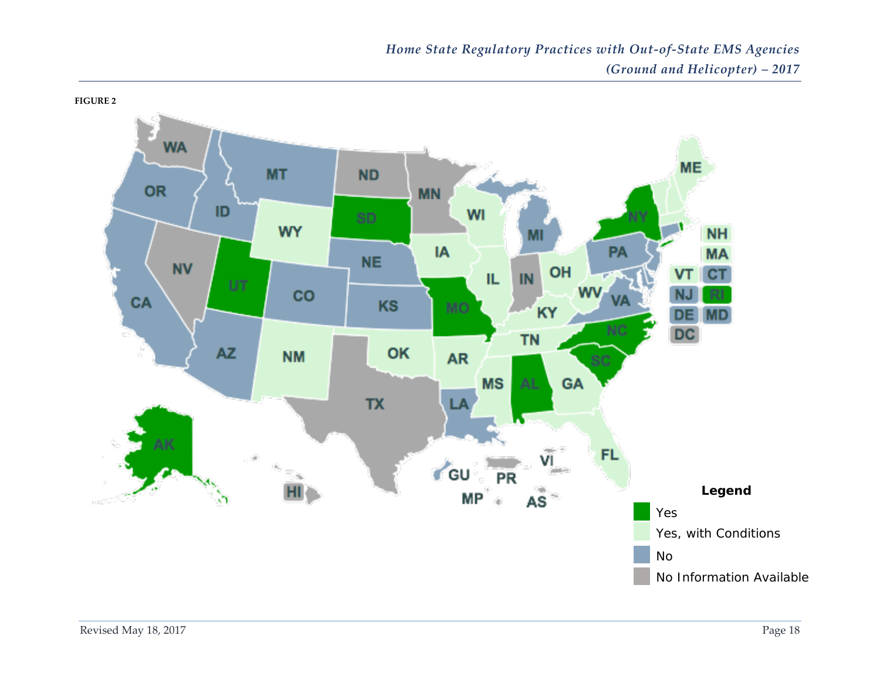**FIGURE 2**

**Legend**

- Yes
- Yes, with Conditions
- No
- No Information Available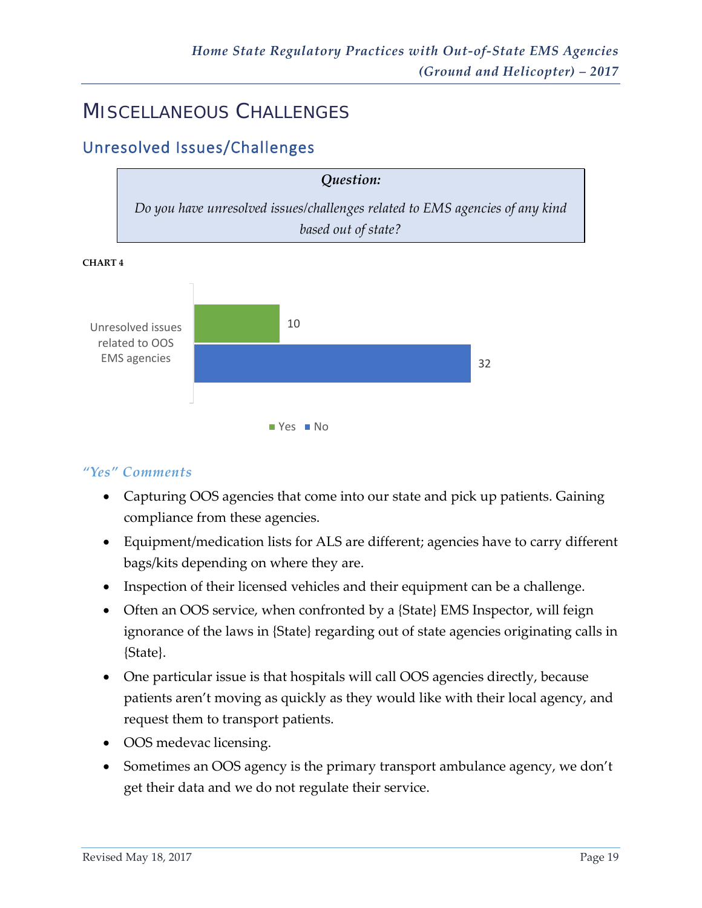# Miscellaneous Challenges

## Unresolved Issues/Challenges

> ***Question:***
>
> *Do you have unresolved issues/challenges related to EMS agencies of any kind based out of state?*

**CHART 4**

| | Yes | No |
|---|---|---|
| Unresolved issues related to OOS EMS agencies | 10 | 32 |

### *"Yes" Comments*

- Capturing OOS agencies that come into our state and pick up patients. Gaining compliance from these agencies.
- Equipment/medication lists for ALS are different; agencies have to carry different bags/kits depending on where they are.
- Inspection of their licensed vehicles and their equipment can be a challenge.
- Often an OOS service, when confronted by a {State} EMS Inspector, will feign ignorance of the laws in {State} regarding out of state agencies originating calls in {State}.
- One particular issue is that hospitals will call OOS agencies directly, because patients aren't moving as quickly as they would like with their local agency, and request them to transport patients.
- OOS medevac licensing.
- Sometimes an OOS agency is the primary transport ambulance agency, we don't get their data and we do not regulate their service.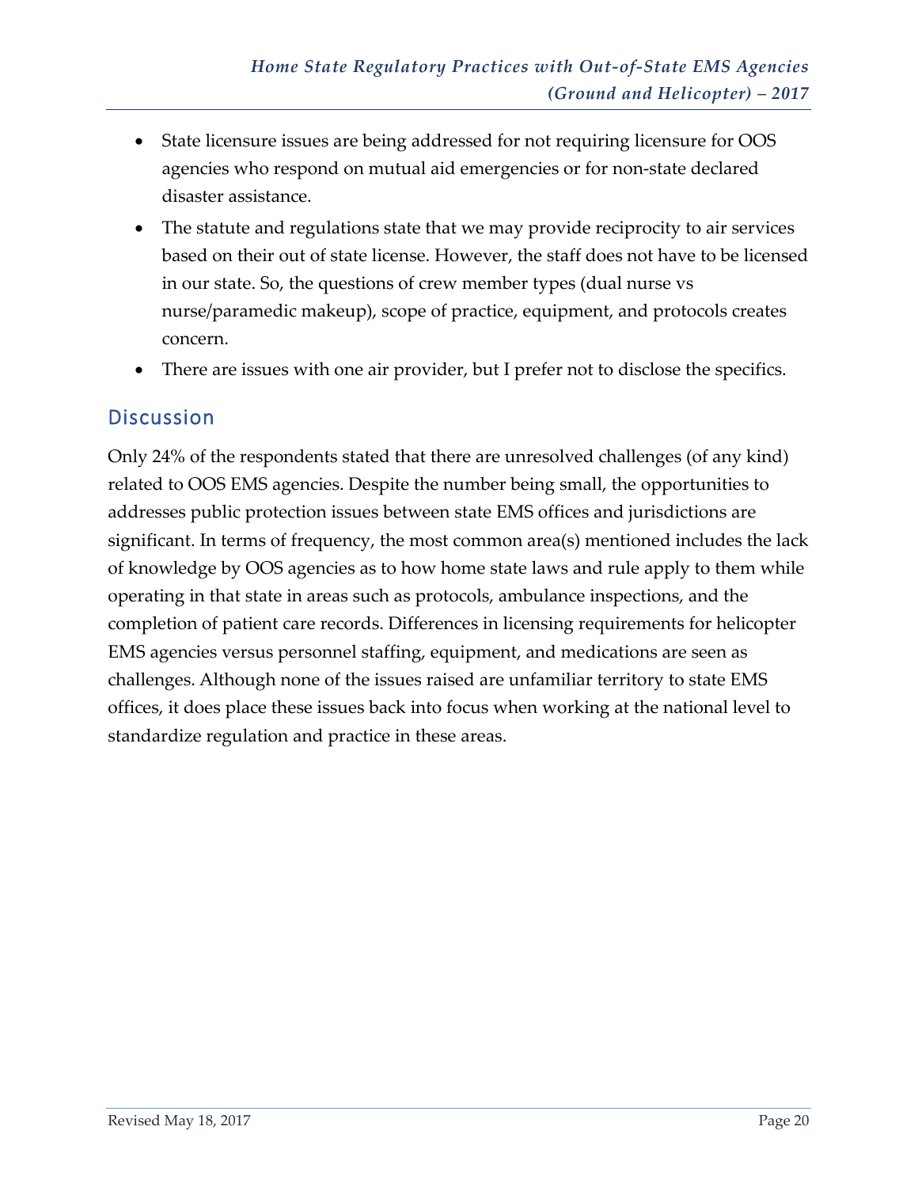- State licensure issues are being addressed for not requiring licensure for OOS agencies who respond on mutual aid emergencies or for non-state declared disaster assistance.
- The statute and regulations state that we may provide reciprocity to air services based on their out of state license. However, the staff does not have to be licensed in our state. So, the questions of crew member types (dual nurse vs nurse/paramedic makeup), scope of practice, equipment, and protocols creates concern.
- There are issues with one air provider, but I prefer not to disclose the specifics.

## Discussion

Only 24% of the respondents stated that there are unresolved challenges (of any kind) related to OOS EMS agencies. Despite the number being small, the opportunities to addresses public protection issues between state EMS offices and jurisdictions are significant. In terms of frequency, the most common area(s) mentioned includes the lack of knowledge by OOS agencies as to how home state laws and rule apply to them while operating in that state in areas such as protocols, ambulance inspections, and the completion of patient care records. Differences in licensing requirements for helicopter EMS agencies versus personnel staffing, equipment, and medications are seen as challenges. Although none of the issues raised are unfamiliar territory to state EMS offices, it does place these issues back into focus when working at the national level to standardize regulation and practice in these areas.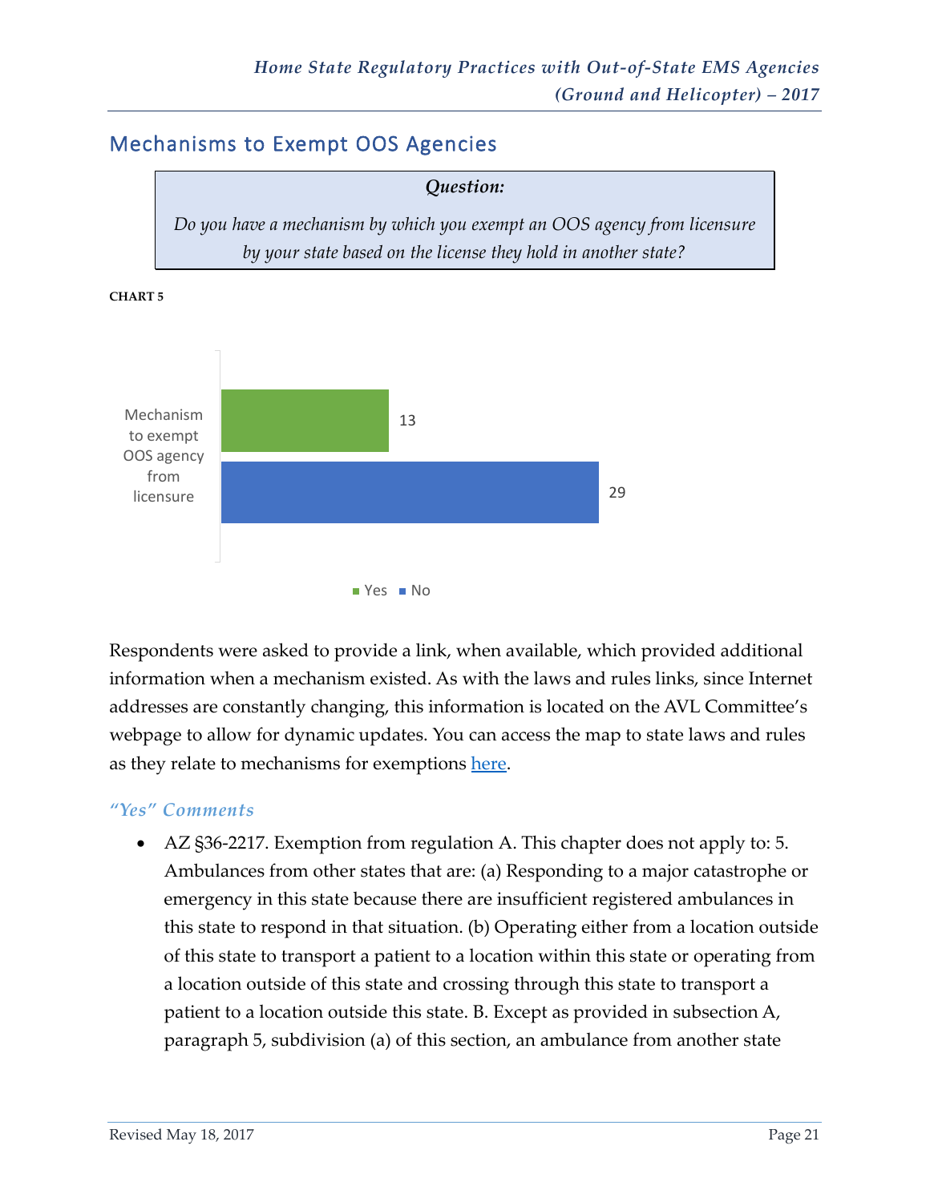## Mechanisms to Exempt OOS Agencies

> ***Question:***
>
> *Do you have a mechanism by which you exempt an OOS agency from licensure by your state based on the license they hold in another state?*

**CHART 5**

| | Yes | No |
|---|---|---|
| Mechanism to exempt OOS agency from licensure | 13 | 29 |

Respondents were asked to provide a link, when available, which provided additional information when a mechanism existed. As with the laws and rules links, since Internet addresses are constantly changing, this information is located on the AVL Committee's webpage to allow for dynamic updates. You can access the map to state laws and rules as they relate to mechanisms for exemptions here.

### *"Yes" Comments*

- AZ §36-2217. Exemption from regulation A. This chapter does not apply to: 5. Ambulances from other states that are: (a) Responding to a major catastrophe or emergency in this state because there are insufficient registered ambulances in this state to respond in that situation. (b) Operating either from a location outside of this state to transport a patient to a location within this state or operating from a location outside of this state and crossing through this state to transport a patient to a location outside this state. B. Except as provided in subsection A, paragraph 5, subdivision (a) of this section, an ambulance from another state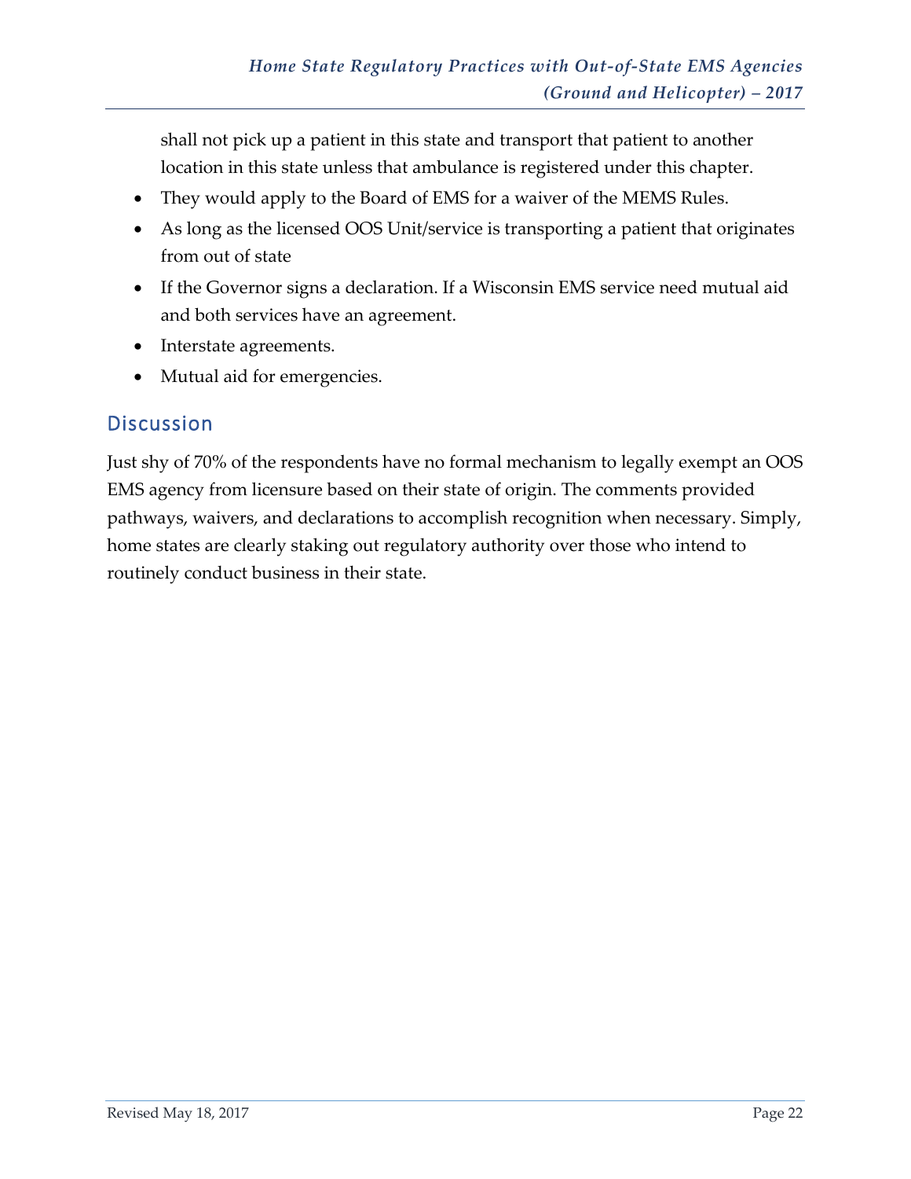shall not pick up a patient in this state and transport that patient to another location in this state unless that ambulance is registered under this chapter.

- They would apply to the Board of EMS for a waiver of the MEMS Rules.
- As long as the licensed OOS Unit/service is transporting a patient that originates from out of state
- If the Governor signs a declaration. If a Wisconsin EMS service need mutual aid and both services have an agreement.
- Interstate agreements.
- Mutual aid for emergencies.

## Discussion

Just shy of 70% of the respondents have no formal mechanism to legally exempt an OOS EMS agency from licensure based on their state of origin. The comments provided pathways, waivers, and declarations to accomplish recognition when necessary. Simply, home states are clearly staking out regulatory authority over those who intend to routinely conduct business in their state.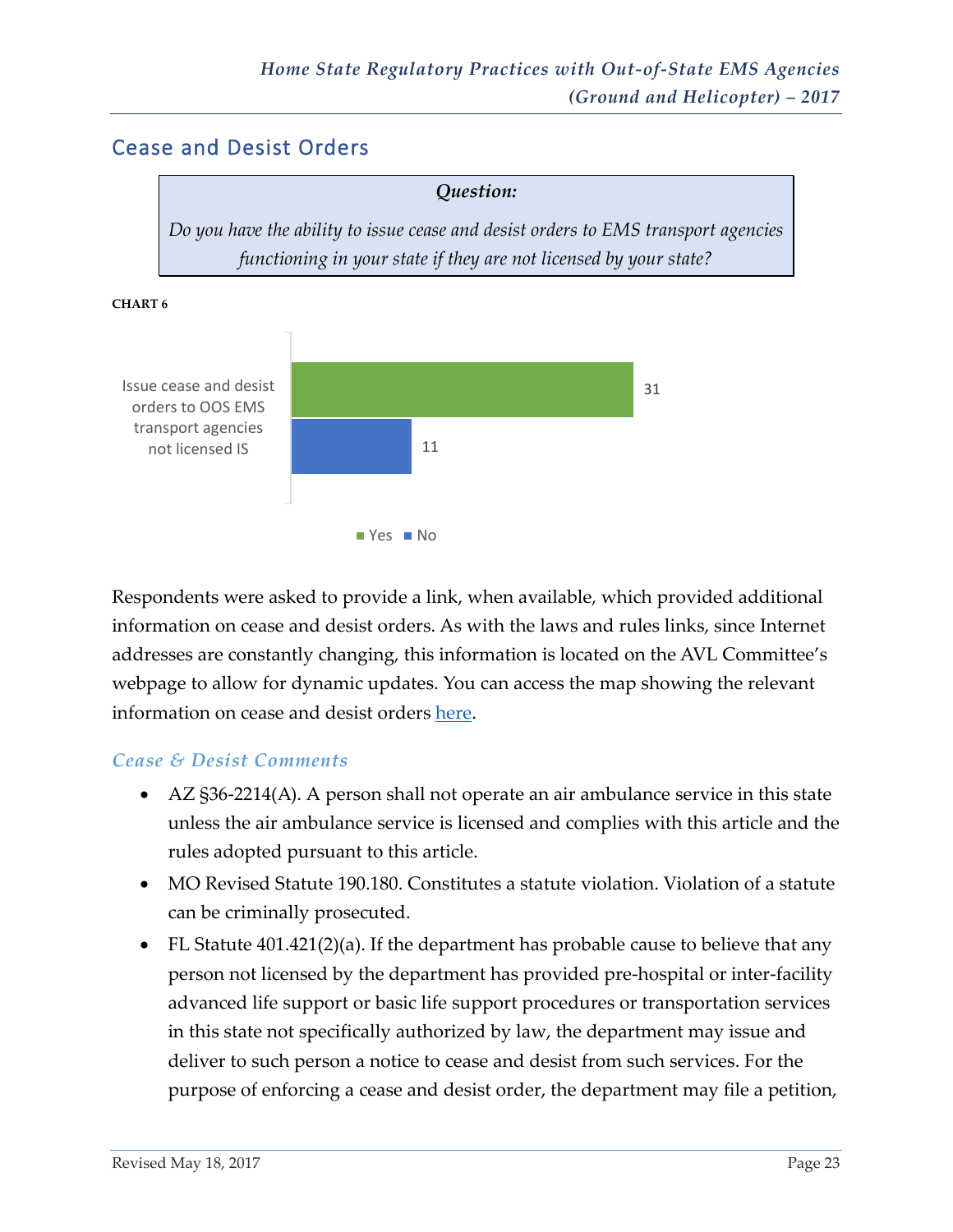## Cease and Desist Orders

> ***Question:***
>
> *Do you have the ability to issue cease and desist orders to EMS transport agencies functioning in your state if they are not licensed by your state?*

**CHART 6**

| | Yes | No |
|---|---|---|
| Issue cease and desist orders to OOS EMS transport agencies not licensed IS | 31 | 11 |

Respondents were asked to provide a link, when available, which provided additional information on cease and desist orders. As with the laws and rules links, since Internet addresses are constantly changing, this information is located on the AVL Committee's webpage to allow for dynamic updates. You can access the map showing the relevant information on cease and desist orders here.

### *Cease & Desist Comments*

- AZ §36-2214(A). A person shall not operate an air ambulance service in this state unless the air ambulance service is licensed and complies with this article and the rules adopted pursuant to this article.
- MO Revised Statute 190.180. Constitutes a statute violation. Violation of a statute can be criminally prosecuted.
- FL Statute 401.421(2)(a). If the department has probable cause to believe that any person not licensed by the department has provided pre-hospital or inter-facility advanced life support or basic life support procedures or transportation services in this state not specifically authorized by law, the department may issue and deliver to such person a notice to cease and desist from such services. For the purpose of enforcing a cease and desist order, the department may file a petition,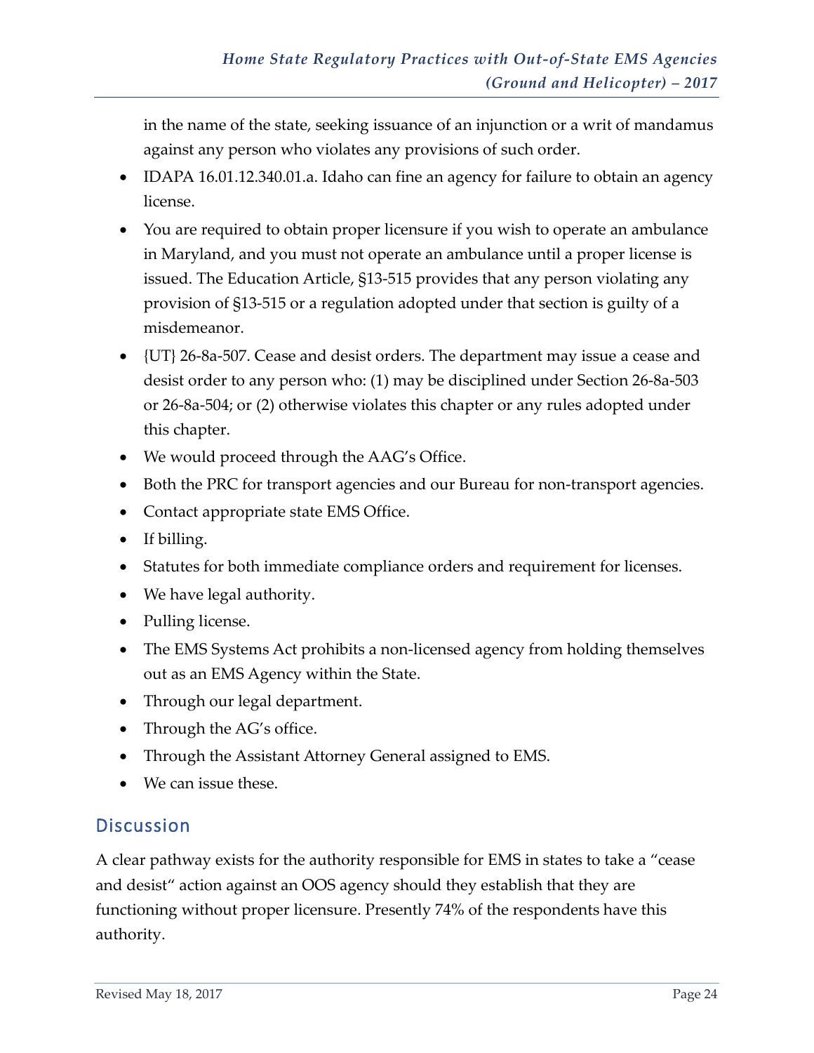in the name of the state, seeking issuance of an injunction or a writ of mandamus against any person who violates any provisions of such order.

- IDAPA 16.01.12.340.01.a. Idaho can fine an agency for failure to obtain an agency license.
- You are required to obtain proper licensure if you wish to operate an ambulance in Maryland, and you must not operate an ambulance until a proper license is issued. The Education Article, §13-515 provides that any person violating any provision of §13-515 or a regulation adopted under that section is guilty of a misdemeanor.
- {UT} 26-8a-507. Cease and desist orders. The department may issue a cease and desist order to any person who: (1) may be disciplined under Section 26-8a-503 or 26-8a-504; or (2) otherwise violates this chapter or any rules adopted under this chapter.
- We would proceed through the AAG's Office.
- Both the PRC for transport agencies and our Bureau for non-transport agencies.
- Contact appropriate state EMS Office.
- If billing.
- Statutes for both immediate compliance orders and requirement for licenses.
- We have legal authority.
- Pulling license.
- The EMS Systems Act prohibits a non-licensed agency from holding themselves out as an EMS Agency within the State.
- Through our legal department.
- Through the AG's office.
- Through the Assistant Attorney General assigned to EMS.
- We can issue these.

## Discussion

A clear pathway exists for the authority responsible for EMS in states to take a "cease and desist" action against an OOS agency should they establish that they are functioning without proper licensure. Presently 74% of the respondents have this authority.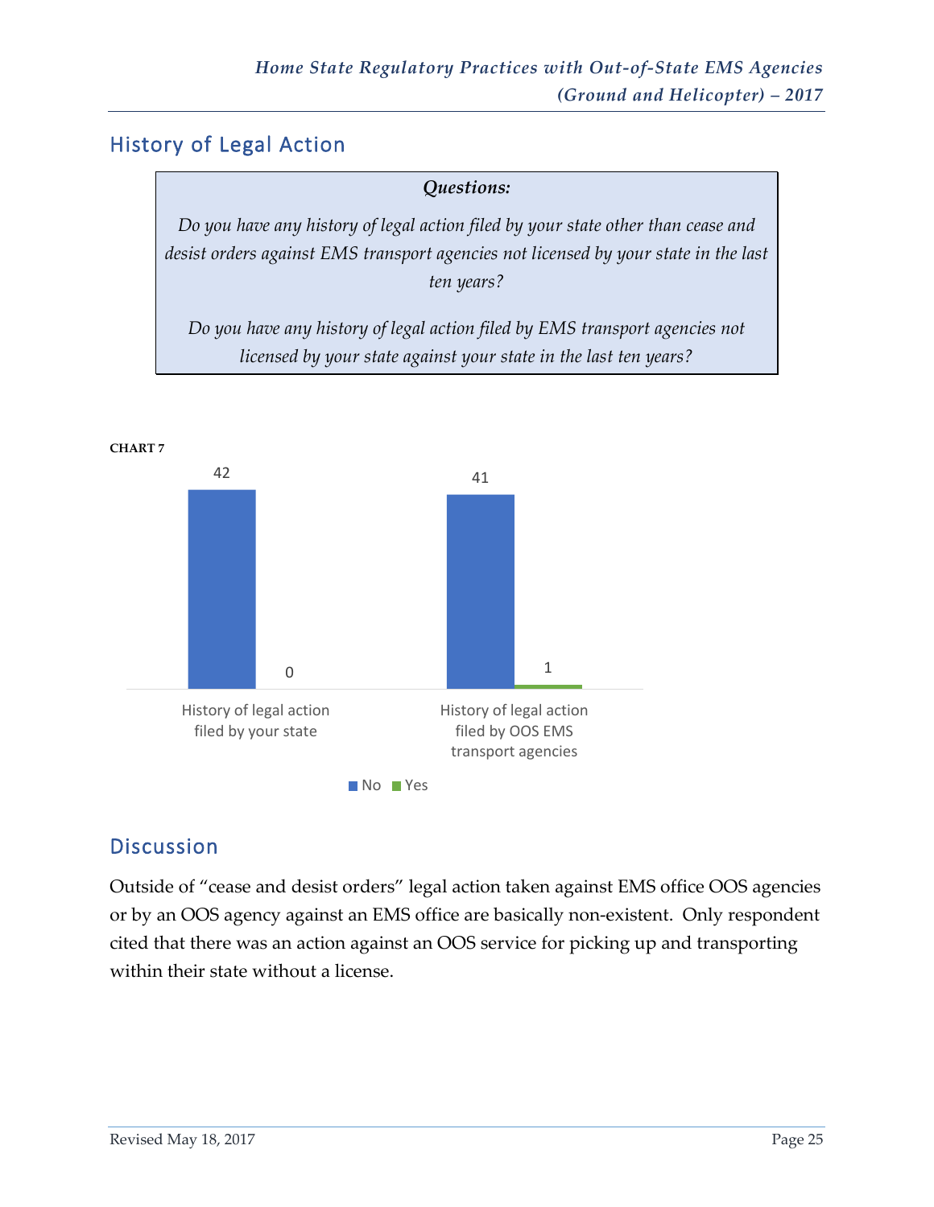## History of Legal Action

***Questions:***

*Do you have any history of legal action filed by your state other than cease and desist orders against EMS transport agencies not licensed by your state in the last ten years?*

*Do you have any history of legal action filed by EMS transport agencies not licensed by your state against your state in the last ten years?*

**CHART 7**

| | No | Yes |
|---|---|---|
| History of legal action filed by your state | 42 | 0 |
| History of legal action filed by OOS EMS transport agencies | 41 | 1 |

## Discussion

Outside of "cease and desist orders" legal action taken against EMS office OOS agencies or by an OOS agency against an EMS office are basically non-existent. Only respondent cited that there was an action against an OOS service for picking up and transporting within their state without a license.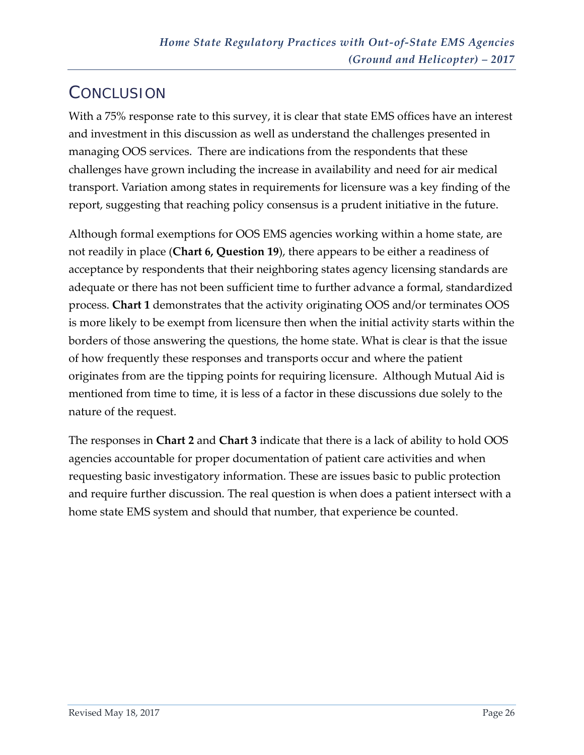# Conclusion

With a 75% response rate to this survey, it is clear that state EMS offices have an interest and investment in this discussion as well as understand the challenges presented in managing OOS services. There are indications from the respondents that these challenges have grown including the increase in availability and need for air medical transport. Variation among states in requirements for licensure was a key finding of the report, suggesting that reaching policy consensus is a prudent initiative in the future.

Although formal exemptions for OOS EMS agencies working within a home state, are not readily in place (**Chart 6, Question 19**), there appears to be either a readiness of acceptance by respondents that their neighboring states agency licensing standards are adequate or there has not been sufficient time to further advance a formal, standardized process. **Chart 1** demonstrates that the activity originating OOS and/or terminates OOS is more likely to be exempt from licensure then when the initial activity starts within the borders of those answering the questions, the home state. What is clear is that the issue of how frequently these responses and transports occur and where the patient originates from are the tipping points for requiring licensure. Although Mutual Aid is mentioned from time to time, it is less of a factor in these discussions due solely to the nature of the request.

The responses in **Chart 2** and **Chart 3** indicate that there is a lack of ability to hold OOS agencies accountable for proper documentation of patient care activities and when requesting basic investigatory information. These are issues basic to public protection and require further discussion. The real question is when does a patient intersect with a home state EMS system and should that number, that experience be counted.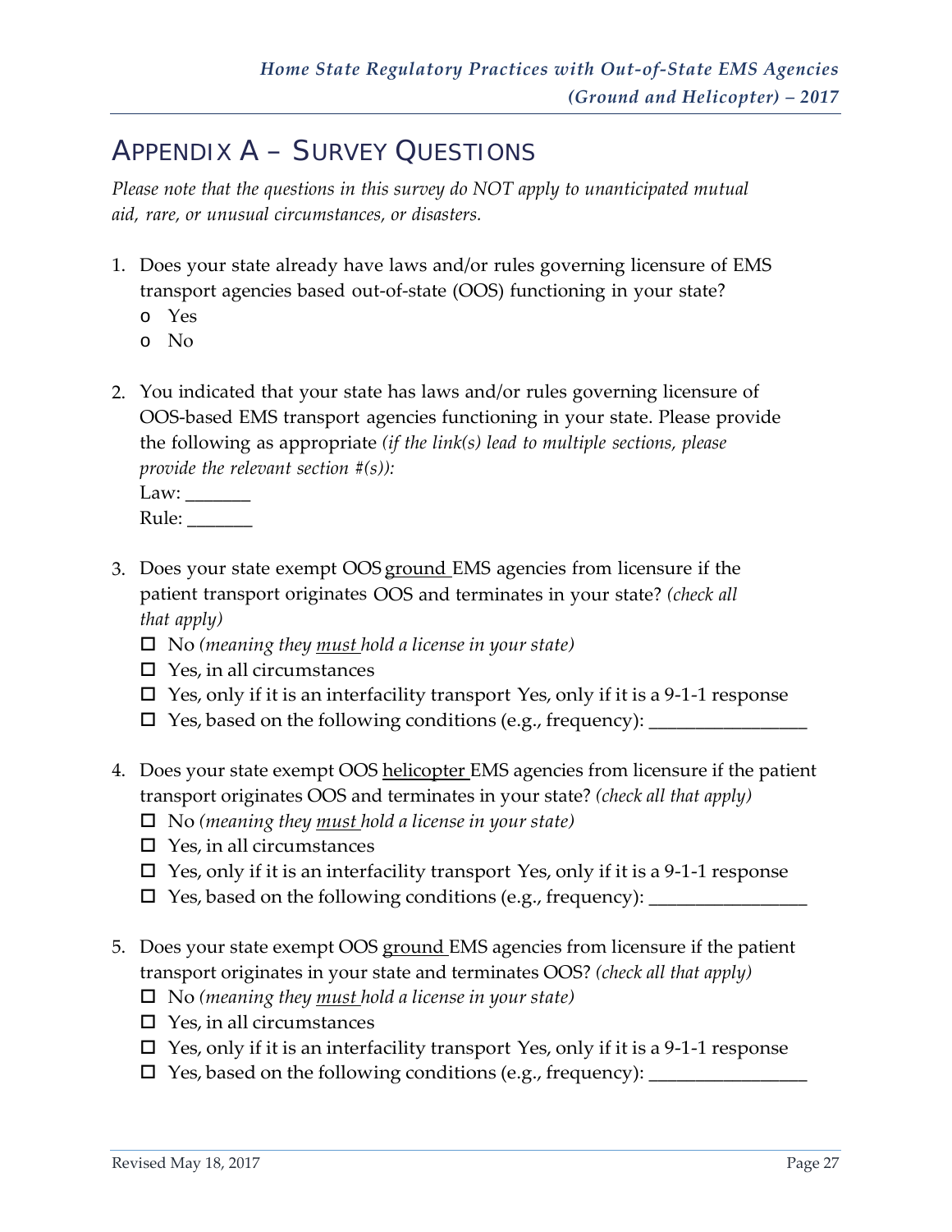## APPENDIX A – SURVEY QUESTIONS

*Please note that the questions in this survey do NOT apply to unanticipated mutual aid, rare, or unusual circumstances, or disasters.*

1. Does your state already have laws and/or rules governing licensure of EMS transport agencies based out-of-state (OOS) functioning in your state?
   - Yes
   - No

2. You indicated that your state has laws and/or rules governing licensure of OOS-based EMS transport agencies functioning in your state. Please provide the following as appropriate *(if the link(s) lead to multiple sections, please provide the relevant section #(s)):*
   Law: _______
   Rule: _______

3. Does your state exempt OOS ground EMS agencies from licensure if the patient transport originates OOS and terminates in your state? *(check all that apply)*
   - ☐ No *(meaning they must hold a license in your state)*
   - ☐ Yes, in all circumstances
   - ☐ Yes, only if it is an interfacility transport Yes, only if it is a 9-1-1 response
   - ☐ Yes, based on the following conditions (e.g., frequency): ________________

4. Does your state exempt OOS helicopter EMS agencies from licensure if the patient transport originates OOS and terminates in your state? *(check all that apply)*
   - ☐ No *(meaning they must hold a license in your state)*
   - ☐ Yes, in all circumstances
   - ☐ Yes, only if it is an interfacility transport Yes, only if it is a 9-1-1 response
   - ☐ Yes, based on the following conditions (e.g., frequency): ________________

5. Does your state exempt OOS ground EMS agencies from licensure if the patient transport originates in your state and terminates OOS? *(check all that apply)*
   - ☐ No *(meaning they must hold a license in your state)*
   - ☐ Yes, in all circumstances
   - ☐ Yes, only if it is an interfacility transport Yes, only if it is a 9-1-1 response
   - ☐ Yes, based on the following conditions (e.g., frequency): ________________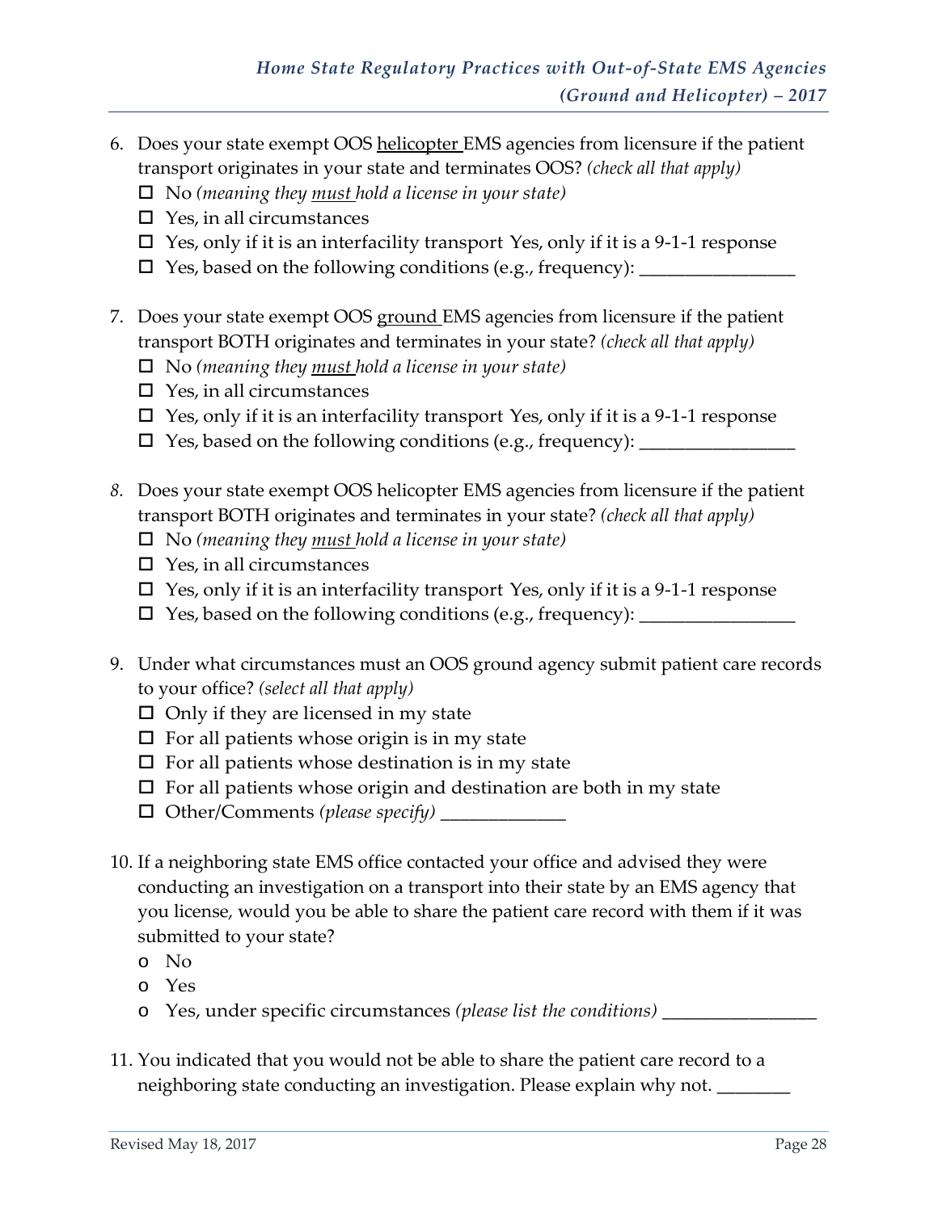6. Does your state exempt OOS <u>helicopter</u> EMS agencies from licensure if the patient transport originates in your state and terminates OOS? *(check all that apply)*
   - ☐ No *(meaning they <u>must</u> hold a license in your state)*
   - ☐ Yes, in all circumstances
   - ☐ Yes, only if it is an interfacility transport Yes, only if it is a 9-1-1 response
   - ☐ Yes, based on the following conditions (e.g., frequency): ________________

7. Does your state exempt OOS <u>ground</u> EMS agencies from licensure if the patient transport BOTH originates and terminates in your state? *(check all that apply)*
   - ☐ No *(meaning they <u>must</u> hold a license in your state)*
   - ☐ Yes, in all circumstances
   - ☐ Yes, only if it is an interfacility transport Yes, only if it is a 9-1-1 response
   - ☐ Yes, based on the following conditions (e.g., frequency): ________________

8. Does your state exempt OOS helicopter EMS agencies from licensure if the patient transport BOTH originates and terminates in your state? *(check all that apply)*
   - ☐ No *(meaning they <u>must</u> hold a license in your state)*
   - ☐ Yes, in all circumstances
   - ☐ Yes, only if it is an interfacility transport Yes, only if it is a 9-1-1 response
   - ☐ Yes, based on the following conditions (e.g., frequency): ________________

9. Under what circumstances must an OOS ground agency submit patient care records to your office? *(select all that apply)*
   - ☐ Only if they are licensed in my state
   - ☐ For all patients whose origin is in my state
   - ☐ For all patients whose destination is in my state
   - ☐ For all patients whose origin and destination are both in my state
   - ☐ Other/Comments *(please specify)* _____________

10. If a neighboring state EMS office contacted your office and advised they were conducting an investigation on a transport into their state by an EMS agency that you license, would you be able to share the patient care record with them if it was submitted to your state?
    - o No
    - o Yes
    - o Yes, under specific circumstances *(please list the conditions)* ________________

11. You indicated that you would not be able to share the patient care record to a neighboring state conducting an investigation. Please explain why not. ________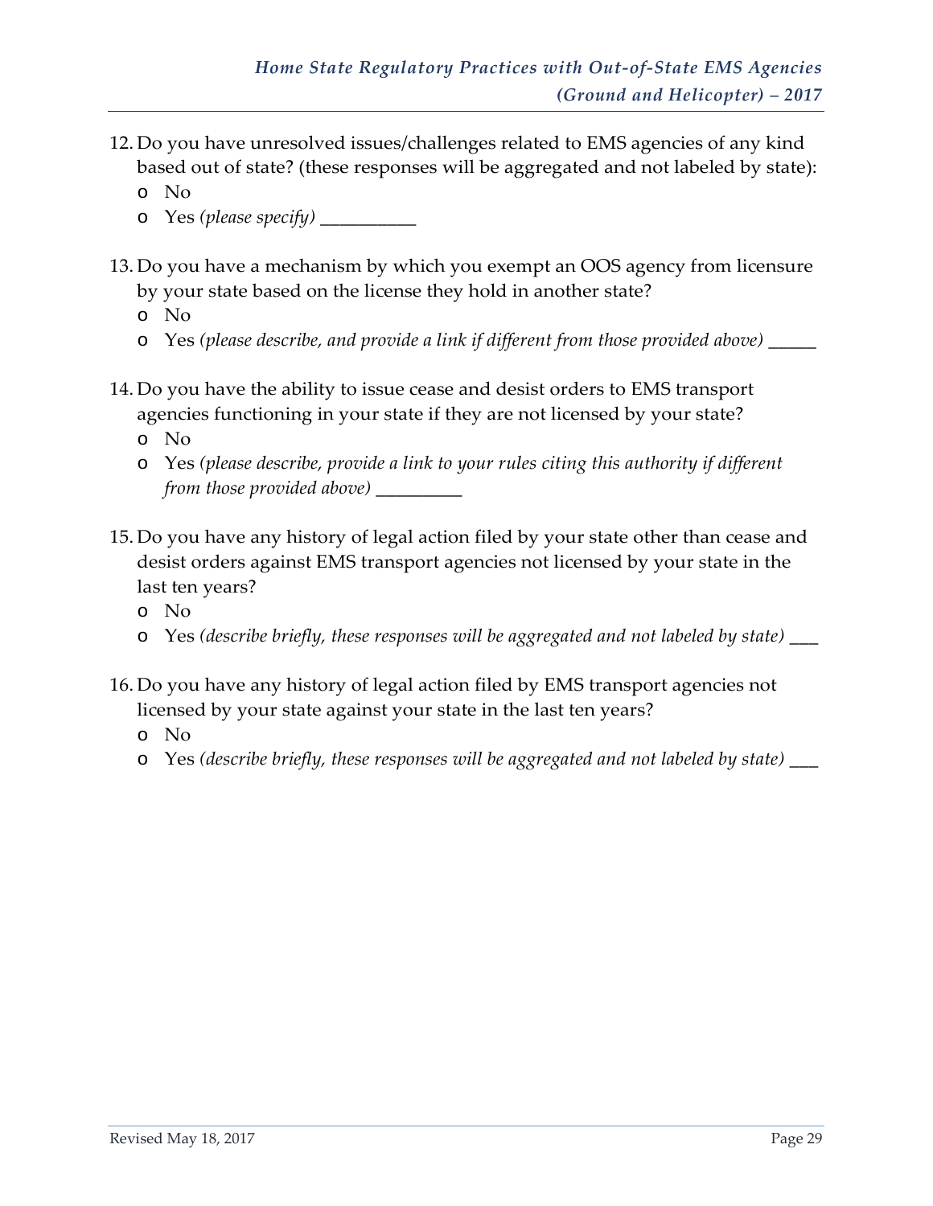12. Do you have unresolved issues/challenges related to EMS agencies of any kind based out of state? (these responses will be aggregated and not labeled by state):
    - No
    - Yes *(please specify)* ___________

13. Do you have a mechanism by which you exempt an OOS agency from licensure by your state based on the license they hold in another state?
    - No
    - Yes *(please describe, and provide a link if different from those provided above)* ______

14. Do you have the ability to issue cease and desist orders to EMS transport agencies functioning in your state if they are not licensed by your state?
    - No
    - Yes *(please describe, provide a link to your rules citing this authority if different from those provided above)* __________

15. Do you have any history of legal action filed by your state other than cease and desist orders against EMS transport agencies not licensed by your state in the last ten years?
    - No
    - Yes *(describe briefly, these responses will be aggregated and not labeled by state)* ___

16. Do you have any history of legal action filed by EMS transport agencies not licensed by your state against your state in the last ten years?
    - No
    - Yes *(describe briefly, these responses will be aggregated and not labeled by state)* ___